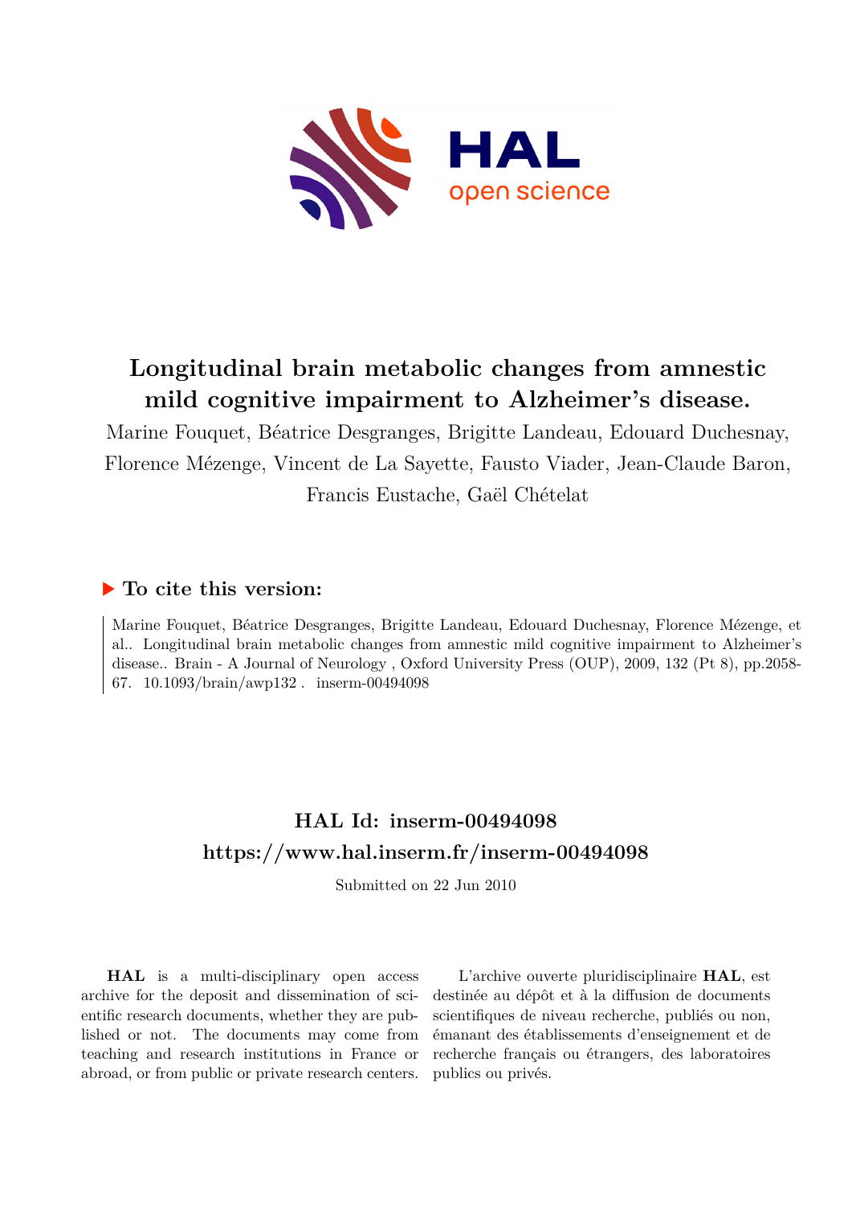# Longitudinal brain metabolic changes from amnestic mild cognitive impairment to Alzheimer's disease.

Marine Fouquet, Béatrice Desgranges, Brigitte Landeau, Edouard Duchesnay, Florence Mézenge, Vincent de La Sayette, Fausto Viader, Jean-Claude Baron, Francis Eustache, Gaël Chételat

## ▶ To cite this version:

Marine Fouquet, Béatrice Desgranges, Brigitte Landeau, Edouard Duchesnay, Florence Mézenge, et al.. Longitudinal brain metabolic changes from amnestic mild cognitive impairment to Alzheimer's disease.. Brain - A Journal of Neurology , Oxford University Press (OUP), 2009, 132 (Pt 8), pp.2058-67. 10.1093/brain/awp132 . inserm-00494098

## HAL Id: inserm-00494098
## https://www.hal.inserm.fr/inserm-00494098

Submitted on 22 Jun 2010

**HAL** is a multi-disciplinary open access archive for the deposit and dissemination of scientific research documents, whether they are published or not. The documents may come from teaching and research institutions in France or abroad, or from public or private research centers.

L'archive ouverte pluridisciplinaire **HAL**, est destinée au dépôt et à la diffusion de documents scientifiques de niveau recherche, publiés ou non, émanant des établissements d'enseignement et de recherche français ou étrangers, des laboratoires publics ou privés.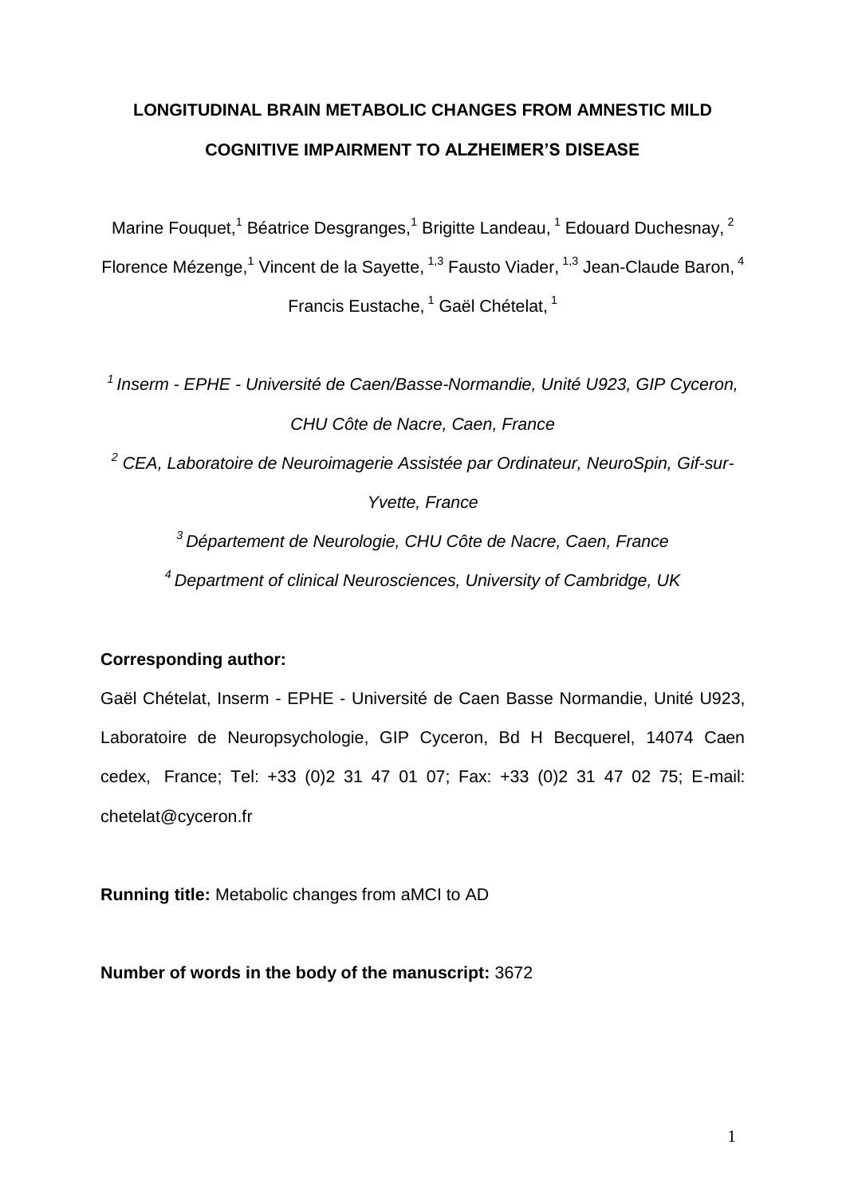# LONGITUDINAL BRAIN METABOLIC CHANGES FROM AMNESTIC MILD COGNITIVE IMPAIRMENT TO ALZHEIMER'S DISEASE

Marine Fouquet,[1] Béatrice Desgranges,[1] Brigitte Landeau, [1] Edouard Duchesnay, [2] Florence Mézenge,[1] Vincent de la Sayette, [1,3] Fausto Viader, [1,3] Jean-Claude Baron, [4] Francis Eustache, [1] Gaël Chételat, [1]

*[1] Inserm - EPHE - Université de Caen/Basse-Normandie, Unité U923, GIP Cyceron, CHU Côte de Nacre, Caen, France*

*[2] CEA, Laboratoire de Neuroimagerie Assistée par Ordinateur, NeuroSpin, Gif-sur-Yvette, France*

*[3] Département de Neurologie, CHU Côte de Nacre, Caen, France*

*[4] Department of clinical Neurosciences, University of Cambridge, UK*

**Corresponding author:**

Gaël Chételat, Inserm - EPHE - Université de Caen Basse Normandie, Unité U923, Laboratoire de Neuropsychologie, GIP Cyceron, Bd H Becquerel, 14074 Caen cedex, France; Tel: +33 (0)2 31 47 01 07; Fax: +33 (0)2 31 47 02 75; E-mail: chetelat@cyceron.fr

**Running title:** Metabolic changes from aMCI to AD

**Number of words in the body of the manuscript:** 3672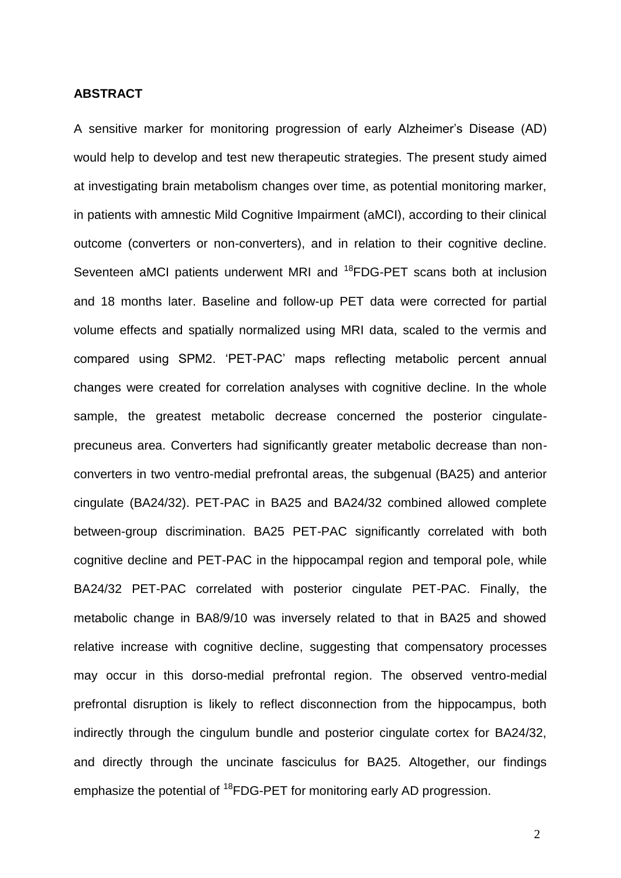**ABSTRACT**

A sensitive marker for monitoring progression of early Alzheimer's Disease (AD) would help to develop and test new therapeutic strategies. The present study aimed at investigating brain metabolism changes over time, as potential monitoring marker, in patients with amnestic Mild Cognitive Impairment (aMCI), according to their clinical outcome (converters or non-converters), and in relation to their cognitive decline. Seventeen aMCI patients underwent MRI and $^{18}$FDG-PET scans both at inclusion and 18 months later. Baseline and follow-up PET data were corrected for partial volume effects and spatially normalized using MRI data, scaled to the vermis and compared using SPM2. 'PET-PAC' maps reflecting metabolic percent annual changes were created for correlation analyses with cognitive decline. In the whole sample, the greatest metabolic decrease concerned the posterior cingulate-precuneus area. Converters had significantly greater metabolic decrease than non-converters in two ventro-medial prefrontal areas, the subgenual (BA25) and anterior cingulate (BA24/32). PET-PAC in BA25 and BA24/32 combined allowed complete between-group discrimination. BA25 PET-PAC significantly correlated with both cognitive decline and PET-PAC in the hippocampal region and temporal pole, while BA24/32 PET-PAC correlated with posterior cingulate PET-PAC. Finally, the metabolic change in BA8/9/10 was inversely related to that in BA25 and showed relative increase with cognitive decline, suggesting that compensatory processes may occur in this dorso-medial prefrontal region. The observed ventro-medial prefrontal disruption is likely to reflect disconnection from the hippocampus, both indirectly through the cingulum bundle and posterior cingulate cortex for BA24/32, and directly through the uncinate fasciculus for BA25. Altogether, our findings emphasize the potential of $^{18}$FDG-PET for monitoring early AD progression.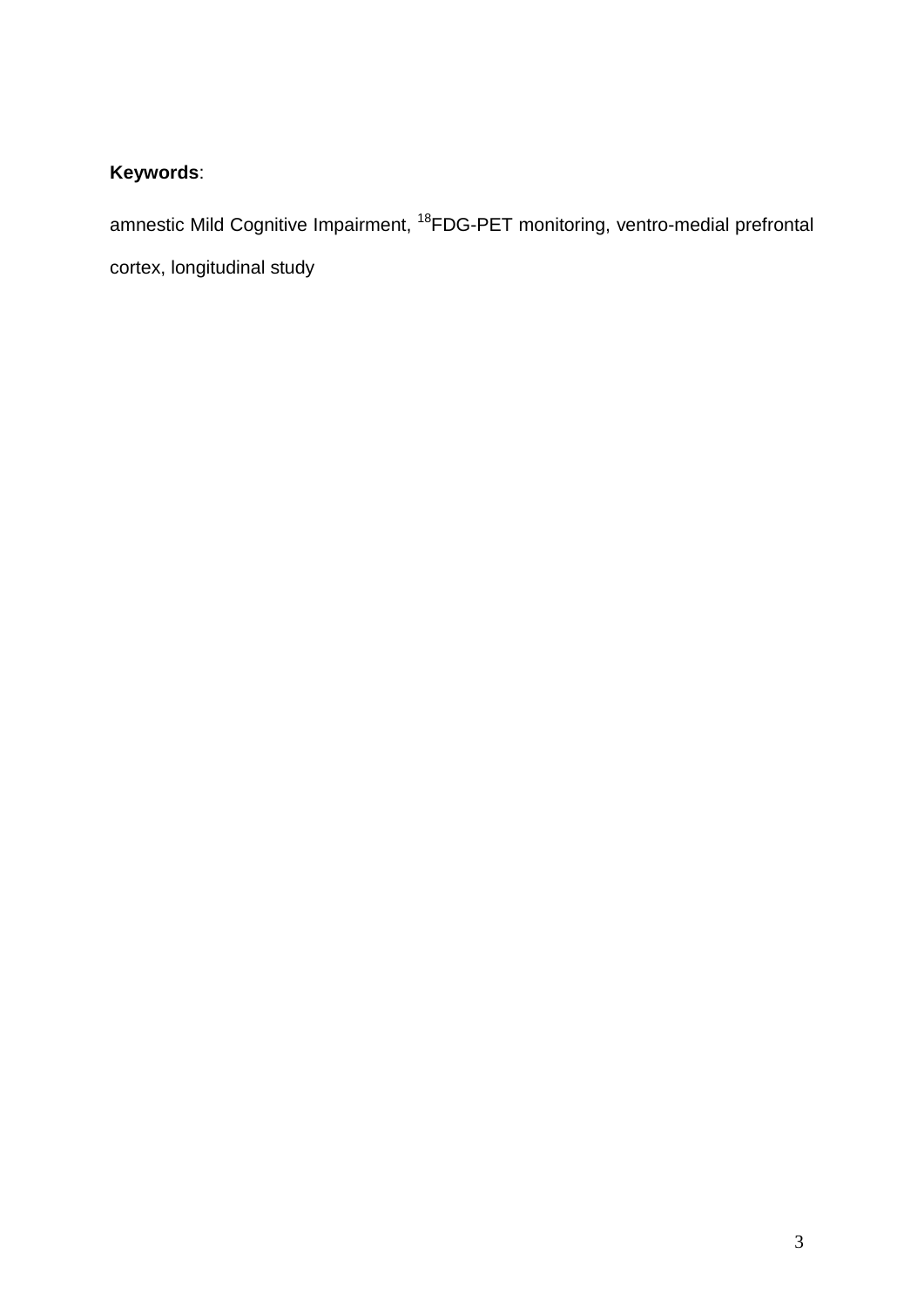**Keywords**:

amnestic Mild Cognitive Impairment, $^{18}$FDG-PET monitoring, ventro-medial prefrontal cortex, longitudinal study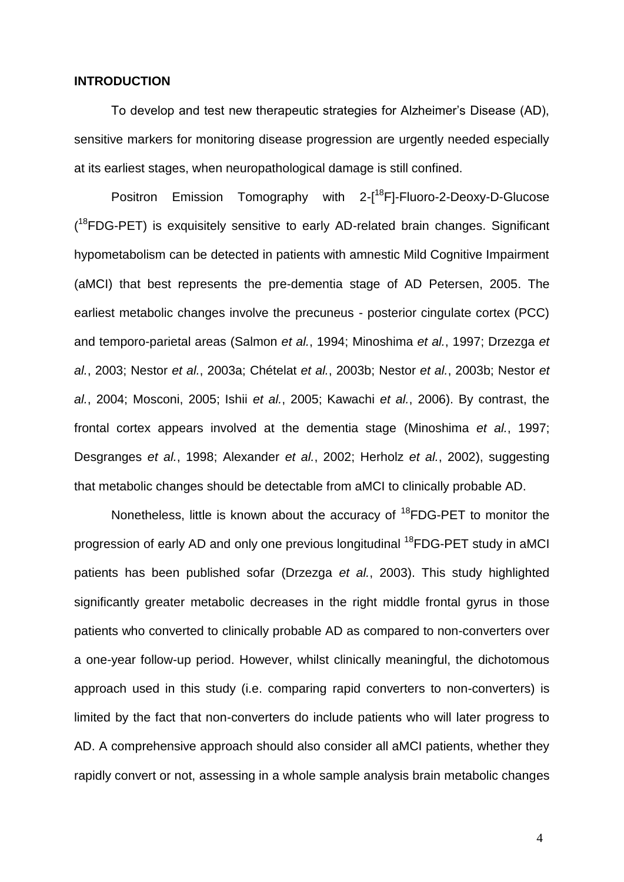## INTRODUCTION

To develop and test new therapeutic strategies for Alzheimer's Disease (AD), sensitive markers for monitoring disease progression are urgently needed especially at its earliest stages, when neuropathological damage is still confined.

Positron Emission Tomography with 2-[$^{18}$F]-Fluoro-2-Deoxy-D-Glucose ($^{18}$FDG-PET) is exquisitely sensitive to early AD-related brain changes. Significant hypometabolism can be detected in patients with amnestic Mild Cognitive Impairment (aMCI) that best represents the pre-dementia stage of AD Petersen, 2005. The earliest metabolic changes involve the precuneus - posterior cingulate cortex (PCC) and temporo-parietal areas (Salmon *et al.*, 1994; Minoshima *et al.*, 1997; Drzezga *et al.*, 2003; Nestor *et al.*, 2003a; Chételat *et al.*, 2003b; Nestor *et al.*, 2003b; Nestor *et al.*, 2004; Mosconi, 2005; Ishii *et al.*, 2005; Kawachi *et al.*, 2006). By contrast, the frontal cortex appears involved at the dementia stage (Minoshima *et al.*, 1997; Desgranges *et al.*, 1998; Alexander *et al.*, 2002; Herholz *et al.*, 2002), suggesting that metabolic changes should be detectable from aMCI to clinically probable AD.

Nonetheless, little is known about the accuracy of $^{18}$FDG-PET to monitor the progression of early AD and only one previous longitudinal $^{18}$FDG-PET study in aMCI patients has been published sofar (Drzezga *et al.*, 2003). This study highlighted significantly greater metabolic decreases in the right middle frontal gyrus in those patients who converted to clinically probable AD as compared to non-converters over a one-year follow-up period. However, whilst clinically meaningful, the dichotomous approach used in this study (i.e. comparing rapid converters to non-converters) is limited by the fact that non-converters do include patients who will later progress to AD. A comprehensive approach should also consider all aMCI patients, whether they rapidly convert or not, assessing in a whole sample analysis brain metabolic changes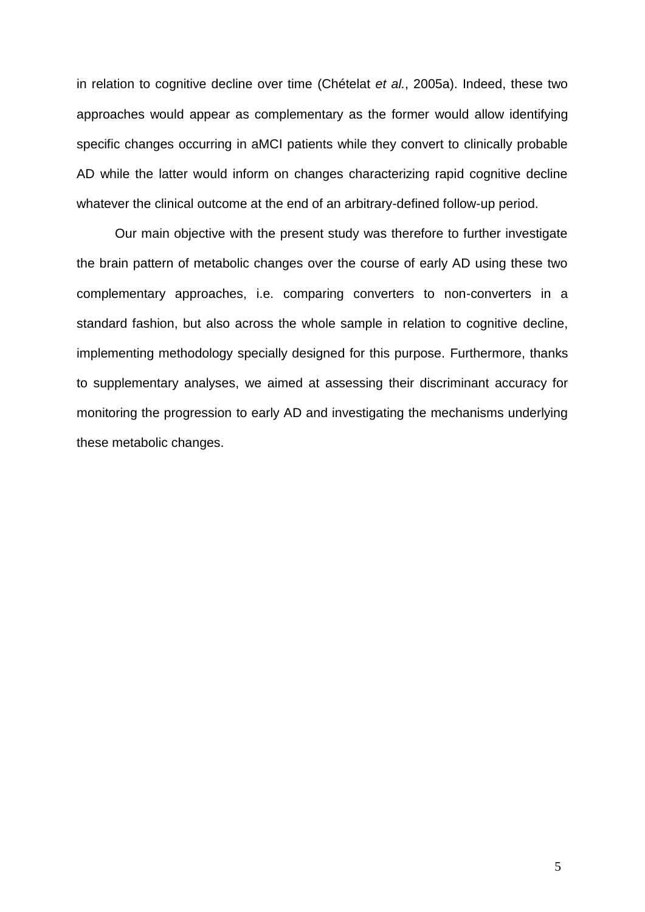in relation to cognitive decline over time (Chételat *et al.*, 2005a). Indeed, these two approaches would appear as complementary as the former would allow identifying specific changes occurring in aMCI patients while they convert to clinically probable AD while the latter would inform on changes characterizing rapid cognitive decline whatever the clinical outcome at the end of an arbitrary-defined follow-up period.

Our main objective with the present study was therefore to further investigate the brain pattern of metabolic changes over the course of early AD using these two complementary approaches, i.e. comparing converters to non-converters in a standard fashion, but also across the whole sample in relation to cognitive decline, implementing methodology specially designed for this purpose. Furthermore, thanks to supplementary analyses, we aimed at assessing their discriminant accuracy for monitoring the progression to early AD and investigating the mechanisms underlying these metabolic changes.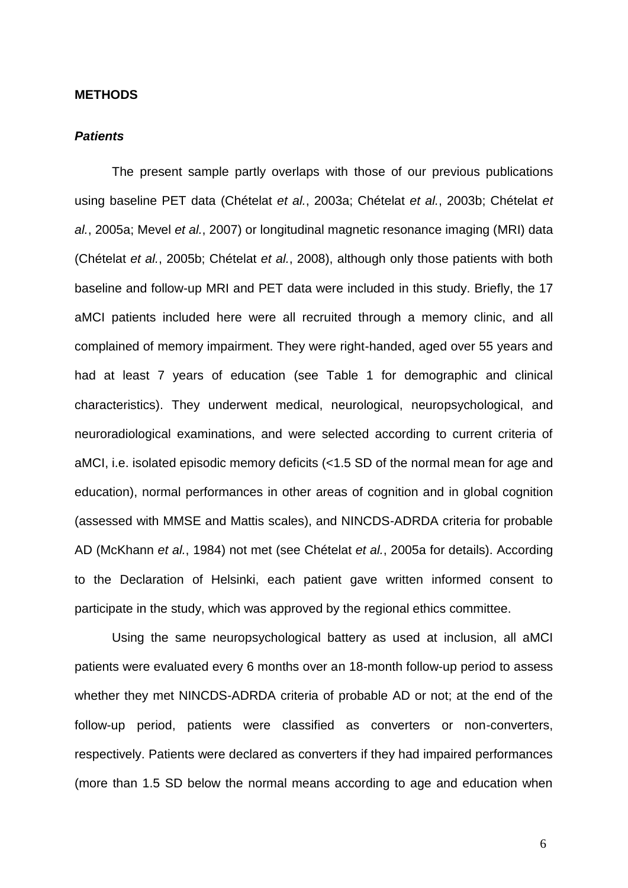## METHODS

### *Patients*

The present sample partly overlaps with those of our previous publications using baseline PET data (Chételat *et al.*, 2003a; Chételat *et al.*, 2003b; Chételat *et al.*, 2005a; Mevel *et al.*, 2007) or longitudinal magnetic resonance imaging (MRI) data (Chételat *et al.*, 2005b; Chételat *et al.*, 2008), although only those patients with both baseline and follow-up MRI and PET data were included in this study. Briefly, the 17 aMCI patients included here were all recruited through a memory clinic, and all complained of memory impairment. They were right-handed, aged over 55 years and had at least 7 years of education (see Table 1 for demographic and clinical characteristics). They underwent medical, neurological, neuropsychological, and neuroradiological examinations, and were selected according to current criteria of aMCI, i.e. isolated episodic memory deficits (<1.5 SD of the normal mean for age and education), normal performances in other areas of cognition and in global cognition (assessed with MMSE and Mattis scales), and NINCDS-ADRDA criteria for probable AD (McKhann *et al.*, 1984) not met (see Chételat *et al.*, 2005a for details). According to the Declaration of Helsinki, each patient gave written informed consent to participate in the study, which was approved by the regional ethics committee.

Using the same neuropsychological battery as used at inclusion, all aMCI patients were evaluated every 6 months over an 18-month follow-up period to assess whether they met NINCDS-ADRDA criteria of probable AD or not; at the end of the follow-up period, patients were classified as converters or non-converters, respectively. Patients were declared as converters if they had impaired performances (more than 1.5 SD below the normal means according to age and education when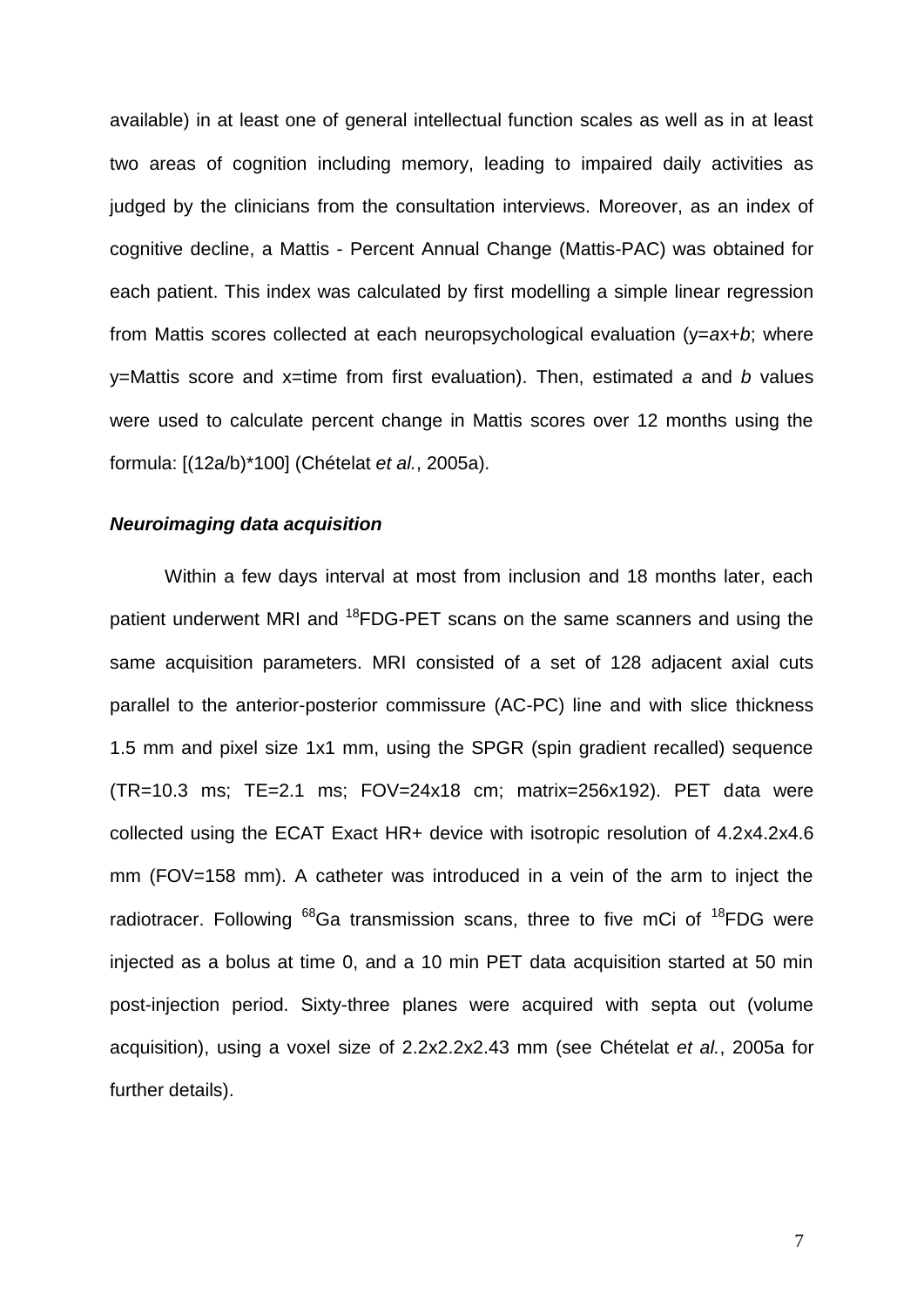available) in at least one of general intellectual function scales as well as in at least two areas of cognition including memory, leading to impaired daily activities as judged by the clinicians from the consultation interviews. Moreover, as an index of cognitive decline, a Mattis - Percent Annual Change (Mattis-PAC) was obtained for each patient. This index was calculated by first modelling a simple linear regression from Mattis scores collected at each neuropsychological evaluation ($y=ax+b$; where y=Mattis score and x=time from first evaluation). Then, estimated $a$ and $b$ values were used to calculate percent change in Mattis scores over 12 months using the formula: [(12a/b)*100] (Chételat *et al.*, 2005a).

### *Neuroimaging data acquisition*

Within a few days interval at most from inclusion and 18 months later, each patient underwent MRI and $^{18}$FDG-PET scans on the same scanners and using the same acquisition parameters. MRI consisted of a set of 128 adjacent axial cuts parallel to the anterior-posterior commissure (AC-PC) line and with slice thickness 1.5 mm and pixel size 1x1 mm, using the SPGR (spin gradient recalled) sequence (TR=10.3 ms; TE=2.1 ms; FOV=24x18 cm; matrix=256x192). PET data were collected using the ECAT Exact HR+ device with isotropic resolution of 4.2x4.2x4.6 mm (FOV=158 mm). A catheter was introduced in a vein of the arm to inject the radiotracer. Following $^{68}$Ga transmission scans, three to five mCi of $^{18}$FDG were injected as a bolus at time 0, and a 10 min PET data acquisition started at 50 min post-injection period. Sixty-three planes were acquired with septa out (volume acquisition), using a voxel size of 2.2x2.2x2.43 mm (see Chételat *et al.*, 2005a for further details).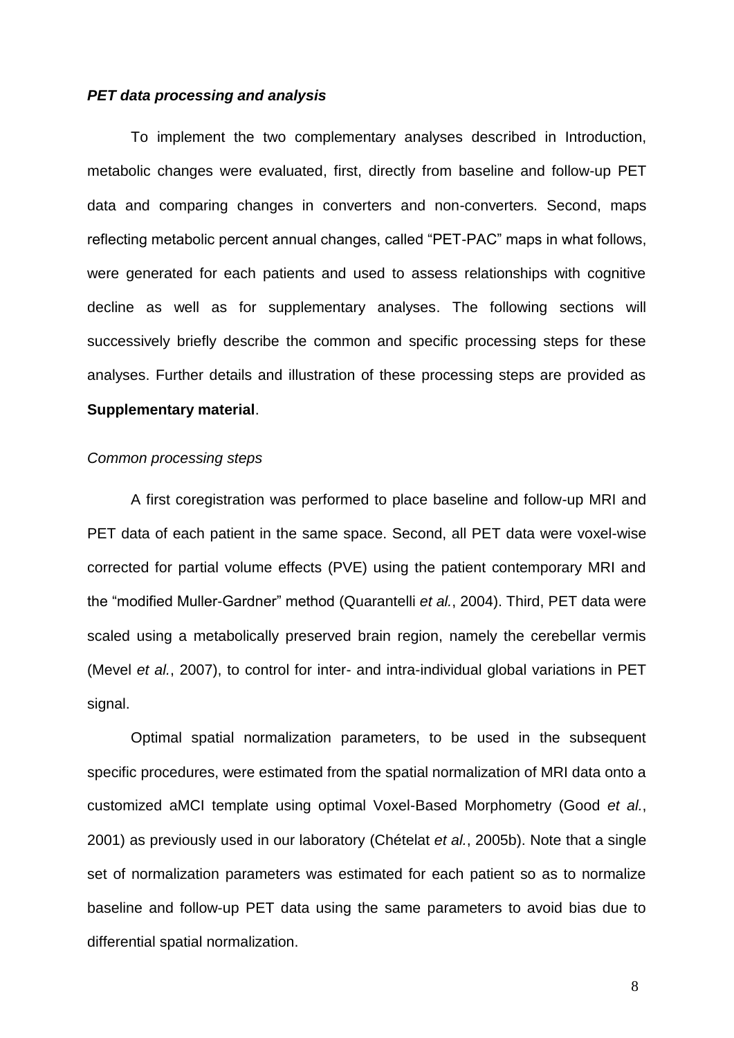### *PET data processing and analysis*

To implement the two complementary analyses described in Introduction, metabolic changes were evaluated, first, directly from baseline and follow-up PET data and comparing changes in converters and non-converters. Second, maps reflecting metabolic percent annual changes, called "PET-PAC" maps in what follows, were generated for each patients and used to assess relationships with cognitive decline as well as for supplementary analyses. The following sections will successively briefly describe the common and specific processing steps for these analyses. Further details and illustration of these processing steps are provided as **Supplementary material**.

*Common processing steps*

A first coregistration was performed to place baseline and follow-up MRI and PET data of each patient in the same space. Second, all PET data were voxel-wise corrected for partial volume effects (PVE) using the patient contemporary MRI and the "modified Muller-Gardner" method (Quarantelli *et al.*, 2004). Third, PET data were scaled using a metabolically preserved brain region, namely the cerebellar vermis (Mevel *et al.*, 2007), to control for inter- and intra-individual global variations in PET signal.

Optimal spatial normalization parameters, to be used in the subsequent specific procedures, were estimated from the spatial normalization of MRI data onto a customized aMCI template using optimal Voxel-Based Morphometry (Good *et al.*, 2001) as previously used in our laboratory (Chételat *et al.*, 2005b). Note that a single set of normalization parameters was estimated for each patient so as to normalize baseline and follow-up PET data using the same parameters to avoid bias due to differential spatial normalization.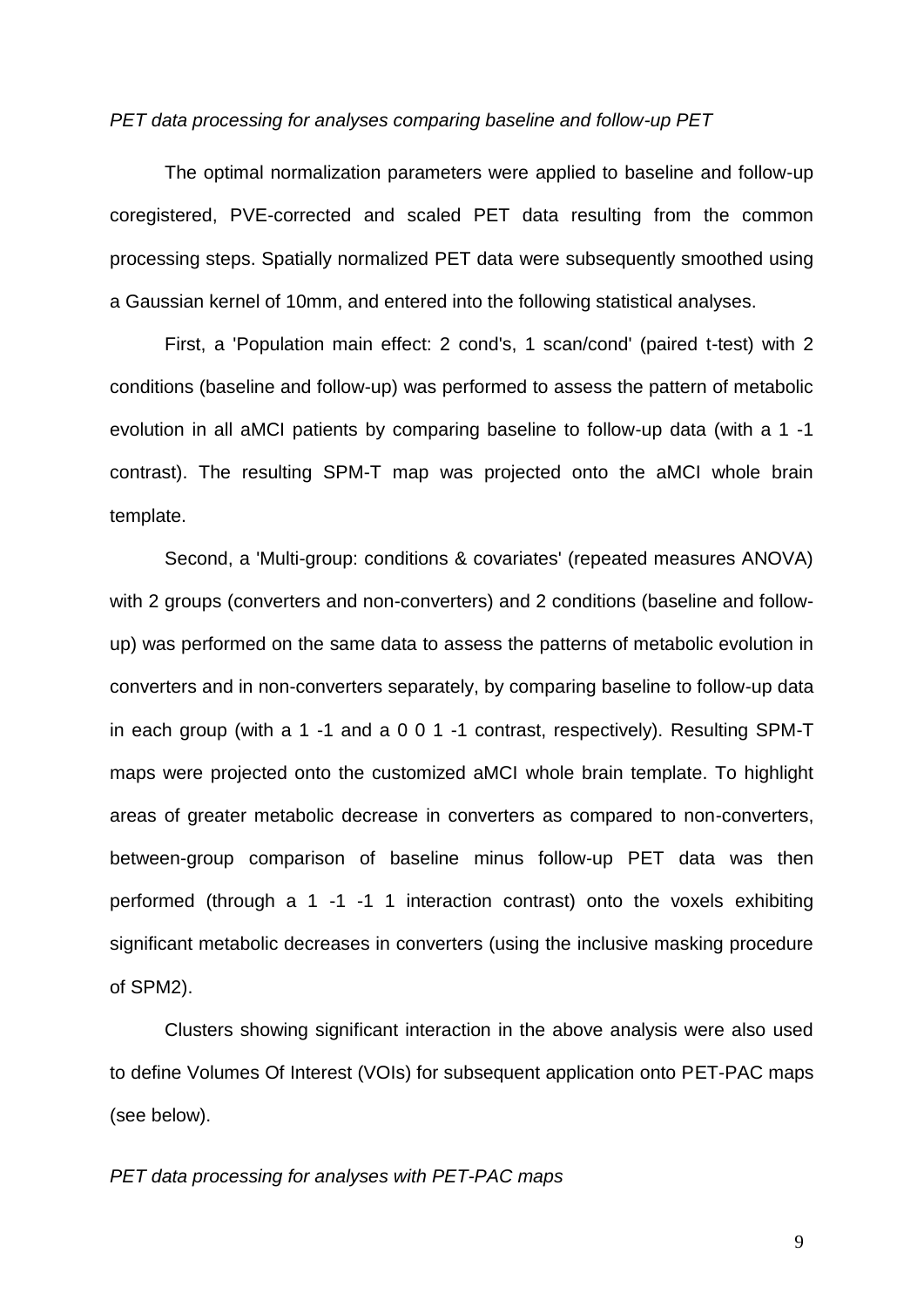*PET data processing for analyses comparing baseline and follow-up PET*

The optimal normalization parameters were applied to baseline and follow-up coregistered, PVE-corrected and scaled PET data resulting from the common processing steps. Spatially normalized PET data were subsequently smoothed using a Gaussian kernel of 10mm, and entered into the following statistical analyses.

First, a 'Population main effect: 2 cond's, 1 scan/cond' (paired t-test) with 2 conditions (baseline and follow-up) was performed to assess the pattern of metabolic evolution in all aMCI patients by comparing baseline to follow-up data (with a 1 -1 contrast). The resulting SPM-T map was projected onto the aMCI whole brain template.

Second, a 'Multi-group: conditions & covariates' (repeated measures ANOVA) with 2 groups (converters and non-converters) and 2 conditions (baseline and follow-up) was performed on the same data to assess the patterns of metabolic evolution in converters and in non-converters separately, by comparing baseline to follow-up data in each group (with a 1 -1 and a 0 0 1 -1 contrast, respectively). Resulting SPM-T maps were projected onto the customized aMCI whole brain template. To highlight areas of greater metabolic decrease in converters as compared to non-converters, between-group comparison of baseline minus follow-up PET data was then performed (through a 1 -1 -1 1 interaction contrast) onto the voxels exhibiting significant metabolic decreases in converters (using the inclusive masking procedure of SPM2).

Clusters showing significant interaction in the above analysis were also used to define Volumes Of Interest (VOIs) for subsequent application onto PET-PAC maps (see below).

*PET data processing for analyses with PET-PAC maps*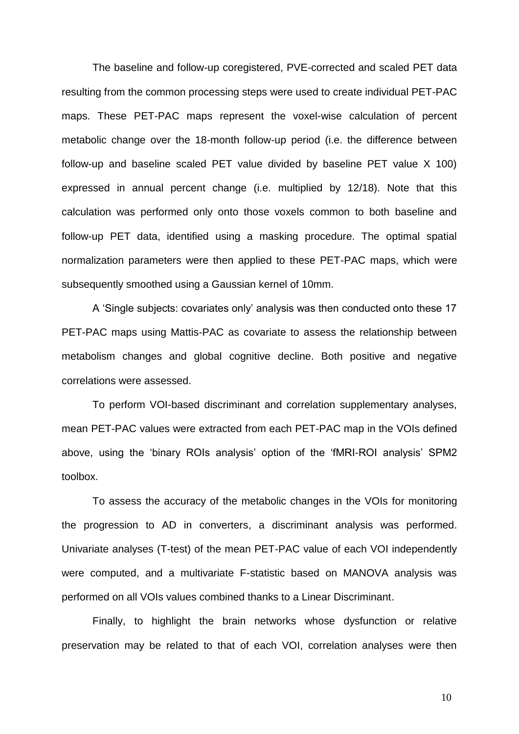The baseline and follow-up coregistered, PVE-corrected and scaled PET data resulting from the common processing steps were used to create individual PET-PAC maps. These PET-PAC maps represent the voxel-wise calculation of percent metabolic change over the 18-month follow-up period (i.e. the difference between follow-up and baseline scaled PET value divided by baseline PET value X 100) expressed in annual percent change (i.e. multiplied by 12/18). Note that this calculation was performed only onto those voxels common to both baseline and follow-up PET data, identified using a masking procedure. The optimal spatial normalization parameters were then applied to these PET-PAC maps, which were subsequently smoothed using a Gaussian kernel of 10mm.

A 'Single subjects: covariates only' analysis was then conducted onto these 17 PET-PAC maps using Mattis-PAC as covariate to assess the relationship between metabolism changes and global cognitive decline. Both positive and negative correlations were assessed.

To perform VOI-based discriminant and correlation supplementary analyses, mean PET-PAC values were extracted from each PET-PAC map in the VOIs defined above, using the 'binary ROIs analysis' option of the 'fMRI-ROI analysis' SPM2 toolbox.

To assess the accuracy of the metabolic changes in the VOIs for monitoring the progression to AD in converters, a discriminant analysis was performed. Univariate analyses (T-test) of the mean PET-PAC value of each VOI independently were computed, and a multivariate F-statistic based on MANOVA analysis was performed on all VOIs values combined thanks to a Linear Discriminant.

Finally, to highlight the brain networks whose dysfunction or relative preservation may be related to that of each VOI, correlation analyses were then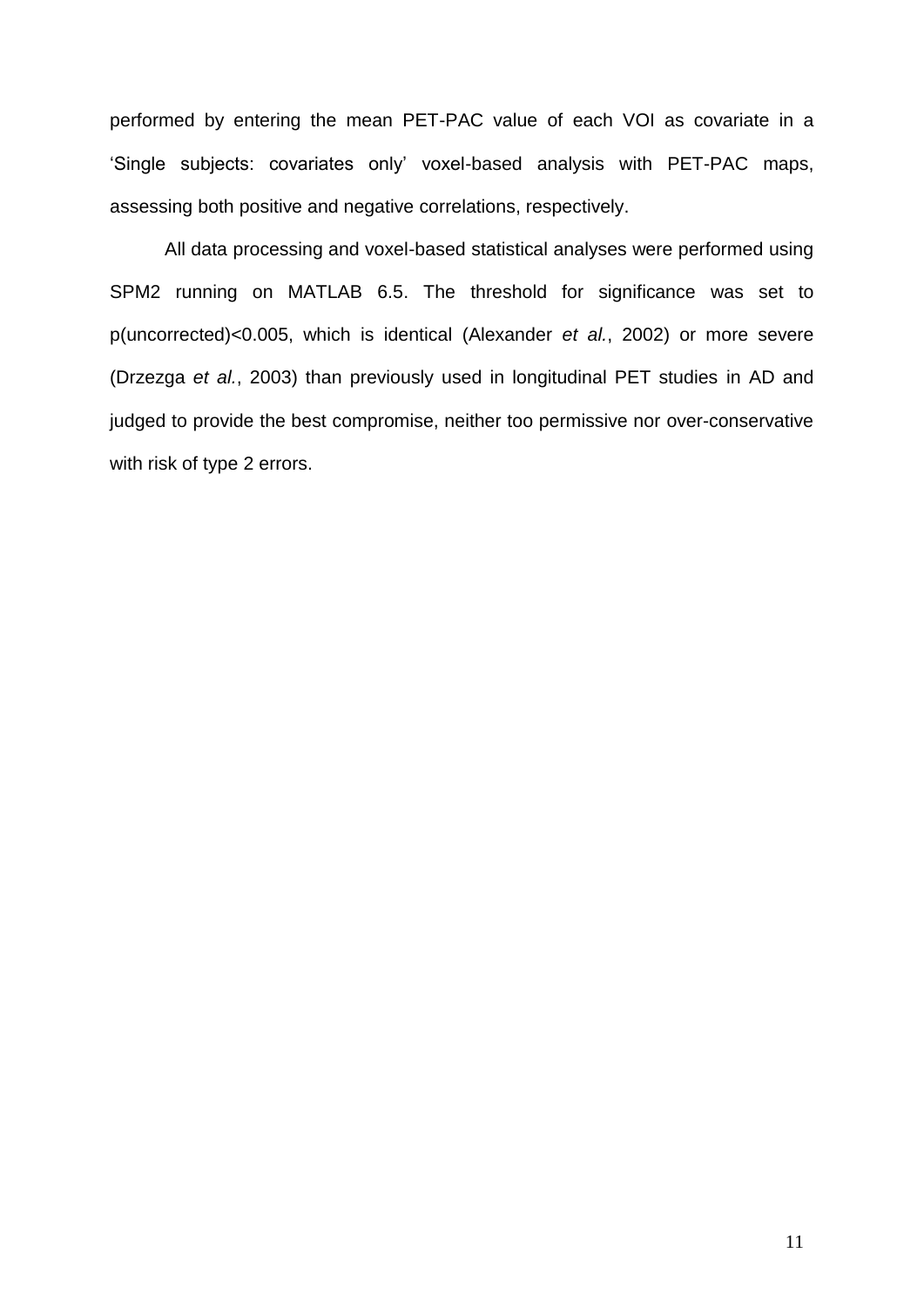performed by entering the mean PET-PAC value of each VOI as covariate in a 'Single subjects: covariates only' voxel-based analysis with PET-PAC maps, assessing both positive and negative correlations, respectively.

All data processing and voxel-based statistical analyses were performed using SPM2 running on MATLAB 6.5. The threshold for significance was set to p(uncorrected)<0.005, which is identical (Alexander *et al.*, 2002) or more severe (Drzezga *et al.*, 2003) than previously used in longitudinal PET studies in AD and judged to provide the best compromise, neither too permissive nor over-conservative with risk of type 2 errors.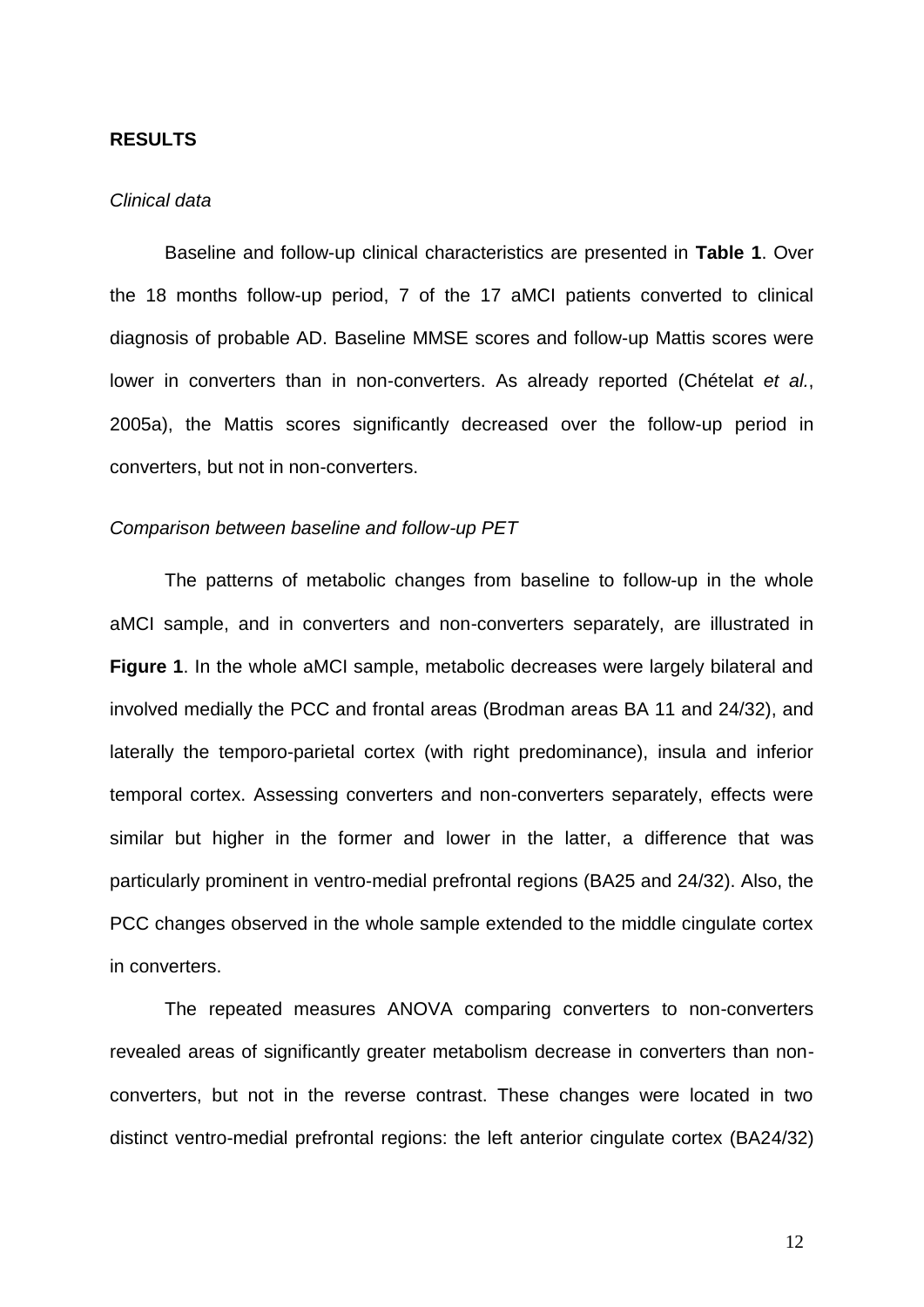## RESULTS

### *Clinical data*

Baseline and follow-up clinical characteristics are presented in **Table 1**. Over the 18 months follow-up period, 7 of the 17 aMCI patients converted to clinical diagnosis of probable AD. Baseline MMSE scores and follow-up Mattis scores were lower in converters than in non-converters. As already reported (Chételat *et al.*, 2005a), the Mattis scores significantly decreased over the follow-up period in converters, but not in non-converters.

### *Comparison between baseline and follow-up PET*

The patterns of metabolic changes from baseline to follow-up in the whole aMCI sample, and in converters and non-converters separately, are illustrated in **Figure 1**. In the whole aMCI sample, metabolic decreases were largely bilateral and involved medially the PCC and frontal areas (Brodman areas BA 11 and 24/32), and laterally the temporo-parietal cortex (with right predominance), insula and inferior temporal cortex. Assessing converters and non-converters separately, effects were similar but higher in the former and lower in the latter, a difference that was particularly prominent in ventro-medial prefrontal regions (BA25 and 24/32). Also, the PCC changes observed in the whole sample extended to the middle cingulate cortex in converters.

The repeated measures ANOVA comparing converters to non-converters revealed areas of significantly greater metabolism decrease in converters than non-converters, but not in the reverse contrast. These changes were located in two distinct ventro-medial prefrontal regions: the left anterior cingulate cortex (BA24/32)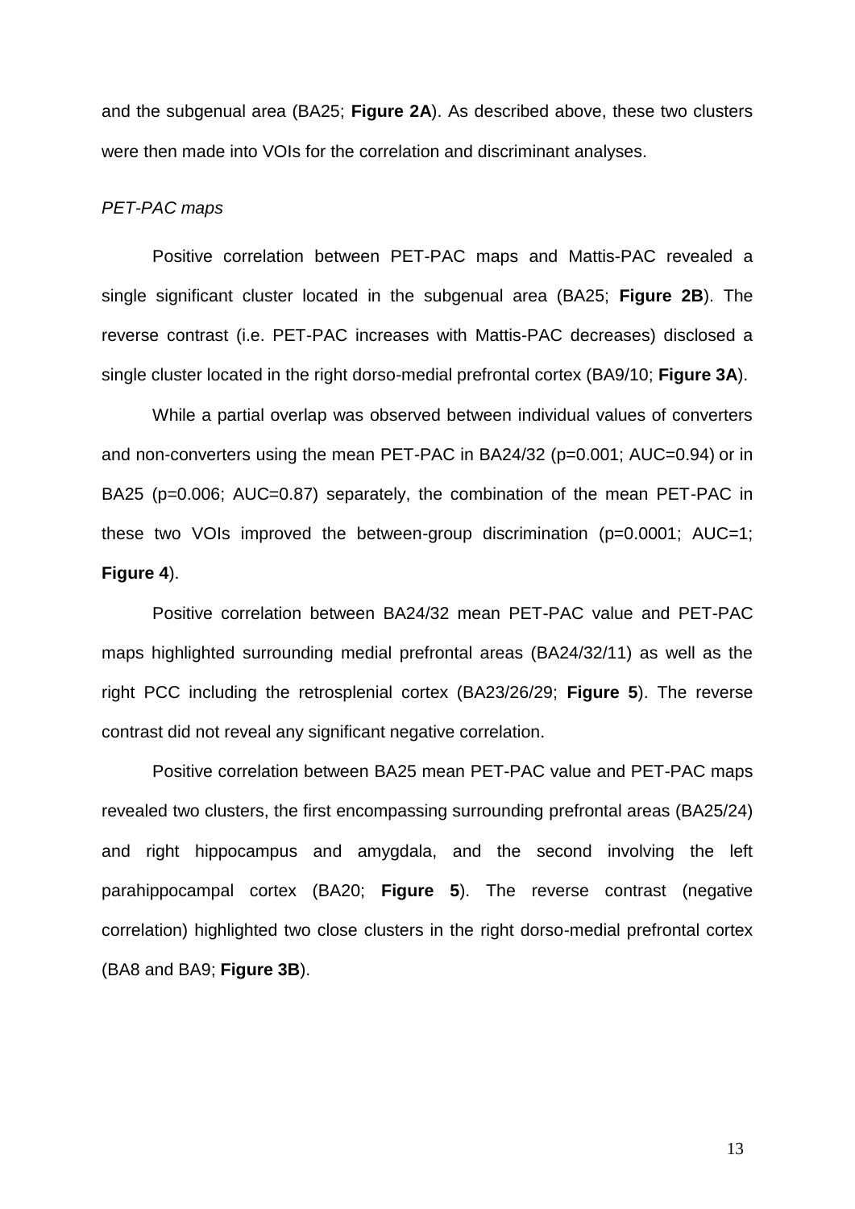and the subgenual area (BA25; **Figure 2A**). As described above, these two clusters were then made into VOIs for the correlation and discriminant analyses.

*PET-PAC maps*

Positive correlation between PET-PAC maps and Mattis-PAC revealed a single significant cluster located in the subgenual area (BA25; **Figure 2B**). The reverse contrast (i.e. PET-PAC increases with Mattis-PAC decreases) disclosed a single cluster located in the right dorso-medial prefrontal cortex (BA9/10; **Figure 3A**).

While a partial overlap was observed between individual values of converters and non-converters using the mean PET-PAC in BA24/32 ($p=0.001$; $AUC=0.94$) or in BA25 ($p=0.006$; $AUC=0.87$) separately, the combination of the mean PET-PAC in these two VOIs improved the between-group discrimination ($p=0.0001$; $AUC=1$; **Figure 4**).

Positive correlation between BA24/32 mean PET-PAC value and PET-PAC maps highlighted surrounding medial prefrontal areas (BA24/32/11) as well as the right PCC including the retrosplenial cortex (BA23/26/29; **Figure 5**). The reverse contrast did not reveal any significant negative correlation.

Positive correlation between BA25 mean PET-PAC value and PET-PAC maps revealed two clusters, the first encompassing surrounding prefrontal areas (BA25/24) and right hippocampus and amygdala, and the second involving the left parahippocampal cortex (BA20; **Figure 5**). The reverse contrast (negative correlation) highlighted two close clusters in the right dorso-medial prefrontal cortex (BA8 and BA9; **Figure 3B**).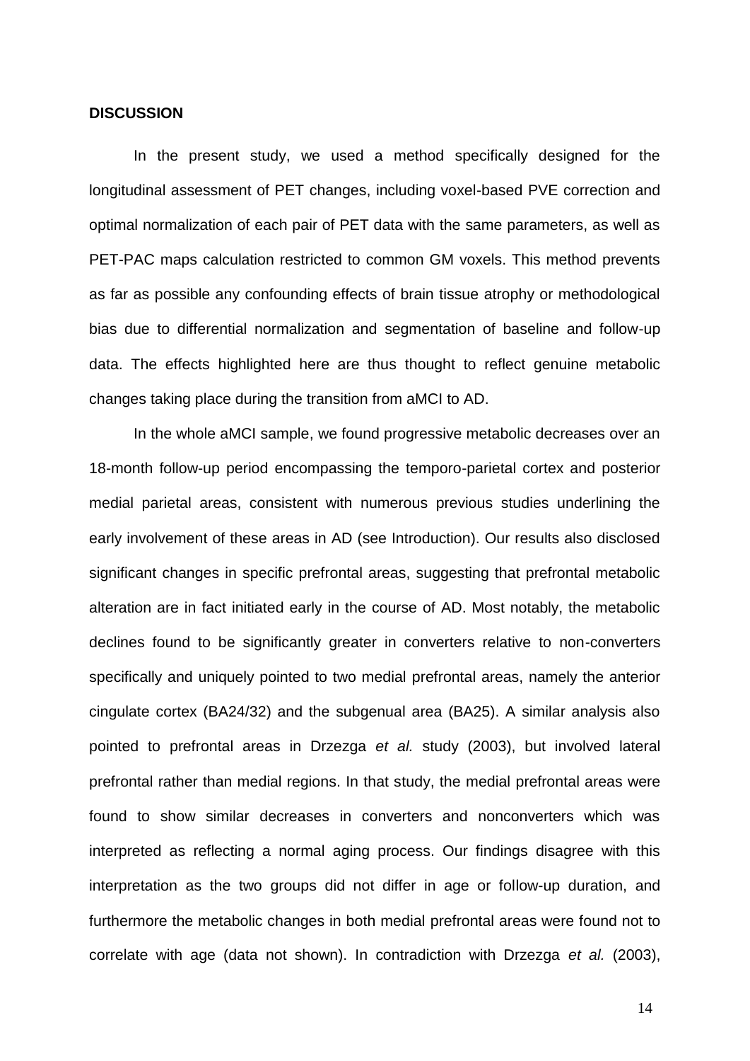## DISCUSSION

In the present study, we used a method specifically designed for the longitudinal assessment of PET changes, including voxel-based PVE correction and optimal normalization of each pair of PET data with the same parameters, as well as PET-PAC maps calculation restricted to common GM voxels. This method prevents as far as possible any confounding effects of brain tissue atrophy or methodological bias due to differential normalization and segmentation of baseline and follow-up data. The effects highlighted here are thus thought to reflect genuine metabolic changes taking place during the transition from aMCI to AD.

In the whole aMCI sample, we found progressive metabolic decreases over an 18-month follow-up period encompassing the temporo-parietal cortex and posterior medial parietal areas, consistent with numerous previous studies underlining the early involvement of these areas in AD (see Introduction). Our results also disclosed significant changes in specific prefrontal areas, suggesting that prefrontal metabolic alteration are in fact initiated early in the course of AD. Most notably, the metabolic declines found to be significantly greater in converters relative to non-converters specifically and uniquely pointed to two medial prefrontal areas, namely the anterior cingulate cortex (BA24/32) and the subgenual area (BA25). A similar analysis also pointed to prefrontal areas in Drzezga *et al.* study (2003), but involved lateral prefrontal rather than medial regions. In that study, the medial prefrontal areas were found to show similar decreases in converters and nonconverters which was interpreted as reflecting a normal aging process. Our findings disagree with this interpretation as the two groups did not differ in age or follow-up duration, and furthermore the metabolic changes in both medial prefrontal areas were found not to correlate with age (data not shown). In contradiction with Drzezga *et al.* (2003),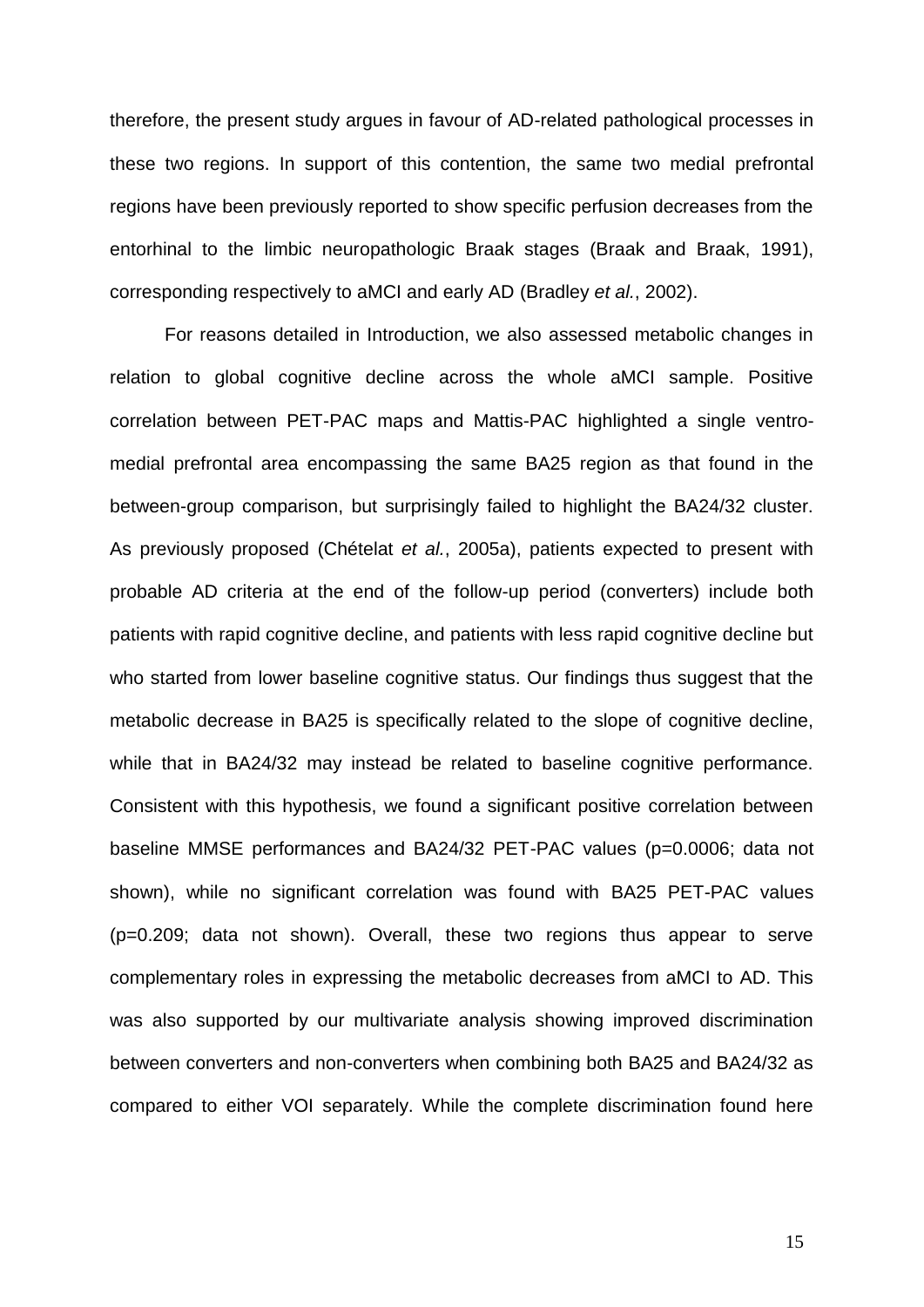therefore, the present study argues in favour of AD-related pathological processes in these two regions. In support of this contention, the same two medial prefrontal regions have been previously reported to show specific perfusion decreases from the entorhinal to the limbic neuropathologic Braak stages (Braak and Braak, 1991), corresponding respectively to aMCI and early AD (Bradley *et al.*, 2002).

For reasons detailed in Introduction, we also assessed metabolic changes in relation to global cognitive decline across the whole aMCI sample. Positive correlation between PET-PAC maps and Mattis-PAC highlighted a single ventro-medial prefrontal area encompassing the same BA25 region as that found in the between-group comparison, but surprisingly failed to highlight the BA24/32 cluster. As previously proposed (Chételat *et al.*, 2005a), patients expected to present with probable AD criteria at the end of the follow-up period (converters) include both patients with rapid cognitive decline, and patients with less rapid cognitive decline but who started from lower baseline cognitive status. Our findings thus suggest that the metabolic decrease in BA25 is specifically related to the slope of cognitive decline, while that in BA24/32 may instead be related to baseline cognitive performance. Consistent with this hypothesis, we found a significant positive correlation between baseline MMSE performances and BA24/32 PET-PAC values ($p=0.0006$; data not shown), while no significant correlation was found with BA25 PET-PAC values ($p=0.209$; data not shown). Overall, these two regions thus appear to serve complementary roles in expressing the metabolic decreases from aMCI to AD. This was also supported by our multivariate analysis showing improved discrimination between converters and non-converters when combining both BA25 and BA24/32 as compared to either VOI separately. While the complete discrimination found here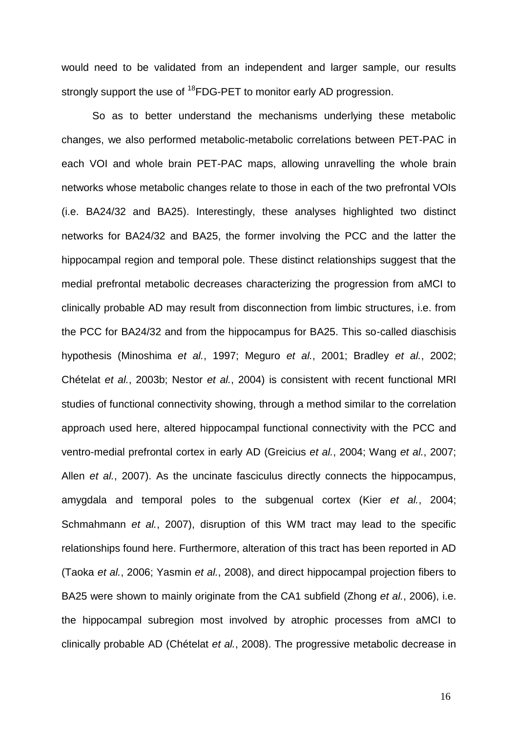would need to be validated from an independent and larger sample, our results strongly support the use of $^{18}$FDG-PET to monitor early AD progression.

So as to better understand the mechanisms underlying these metabolic changes, we also performed metabolic-metabolic correlations between PET-PAC in each VOI and whole brain PET-PAC maps, allowing unravelling the whole brain networks whose metabolic changes relate to those in each of the two prefrontal VOIs (i.e. BA24/32 and BA25). Interestingly, these analyses highlighted two distinct networks for BA24/32 and BA25, the former involving the PCC and the latter the hippocampal region and temporal pole. These distinct relationships suggest that the medial prefrontal metabolic decreases characterizing the progression from aMCI to clinically probable AD may result from disconnection from limbic structures, i.e. from the PCC for BA24/32 and from the hippocampus for BA25. This so-called diaschisis hypothesis (Minoshima *et al.*, 1997; Meguro *et al.*, 2001; Bradley *et al.*, 2002; Chételat *et al.*, 2003b; Nestor *et al.*, 2004) is consistent with recent functional MRI studies of functional connectivity showing, through a method similar to the correlation approach used here, altered hippocampal functional connectivity with the PCC and ventro-medial prefrontal cortex in early AD (Greicius *et al.*, 2004; Wang *et al.*, 2007; Allen *et al.*, 2007). As the uncinate fasciculus directly connects the hippocampus, amygdala and temporal poles to the subgenual cortex (Kier *et al.*, 2004; Schmahmann *et al.*, 2007), disruption of this WM tract may lead to the specific relationships found here. Furthermore, alteration of this tract has been reported in AD (Taoka *et al.*, 2006; Yasmin *et al.*, 2008), and direct hippocampal projection fibers to BA25 were shown to mainly originate from the CA1 subfield (Zhong *et al.*, 2006), i.e. the hippocampal subregion most involved by atrophic processes from aMCI to clinically probable AD (Chételat *et al.*, 2008). The progressive metabolic decrease in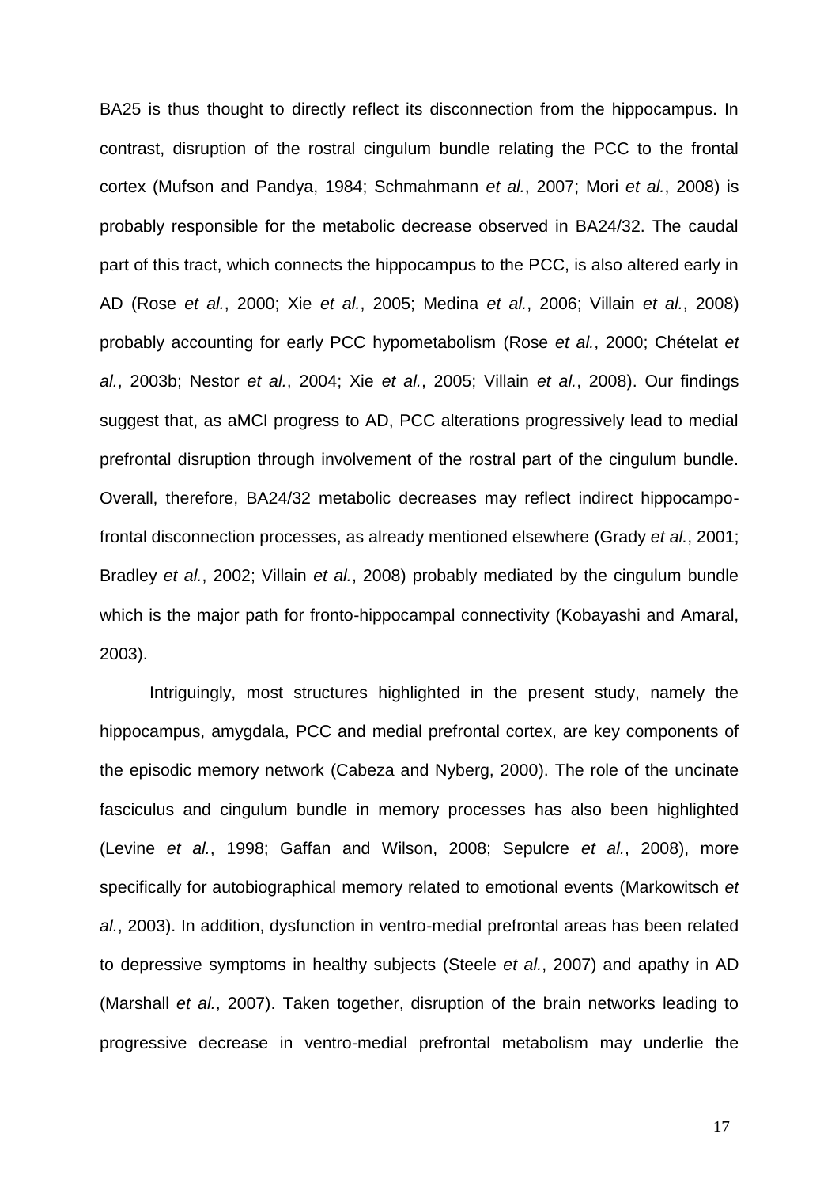BA25 is thus thought to directly reflect its disconnection from the hippocampus. In contrast, disruption of the rostral cingulum bundle relating the PCC to the frontal cortex (Mufson and Pandya, 1984; Schmahmann *et al.*, 2007; Mori *et al.*, 2008) is probably responsible for the metabolic decrease observed in BA24/32. The caudal part of this tract, which connects the hippocampus to the PCC, is also altered early in AD (Rose *et al.*, 2000; Xie *et al.*, 2005; Medina *et al.*, 2006; Villain *et al.*, 2008) probably accounting for early PCC hypometabolism (Rose *et al.*, 2000; Chételat *et al.*, 2003b; Nestor *et al.*, 2004; Xie *et al.*, 2005; Villain *et al.*, 2008). Our findings suggest that, as aMCI progress to AD, PCC alterations progressively lead to medial prefrontal disruption through involvement of the rostral part of the cingulum bundle. Overall, therefore, BA24/32 metabolic decreases may reflect indirect hippocampo-frontal disconnection processes, as already mentioned elsewhere (Grady *et al.*, 2001; Bradley *et al.*, 2002; Villain *et al.*, 2008) probably mediated by the cingulum bundle which is the major path for fronto-hippocampal connectivity (Kobayashi and Amaral, 2003).

Intriguingly, most structures highlighted in the present study, namely the hippocampus, amygdala, PCC and medial prefrontal cortex, are key components of the episodic memory network (Cabeza and Nyberg, 2000). The role of the uncinate fasciculus and cingulum bundle in memory processes has also been highlighted (Levine *et al.*, 1998; Gaffan and Wilson, 2008; Sepulcre *et al.*, 2008), more specifically for autobiographical memory related to emotional events (Markowitsch *et al.*, 2003). In addition, dysfunction in ventro-medial prefrontal areas has been related to depressive symptoms in healthy subjects (Steele *et al.*, 2007) and apathy in AD (Marshall *et al.*, 2007). Taken together, disruption of the brain networks leading to progressive decrease in ventro-medial prefrontal metabolism may underlie the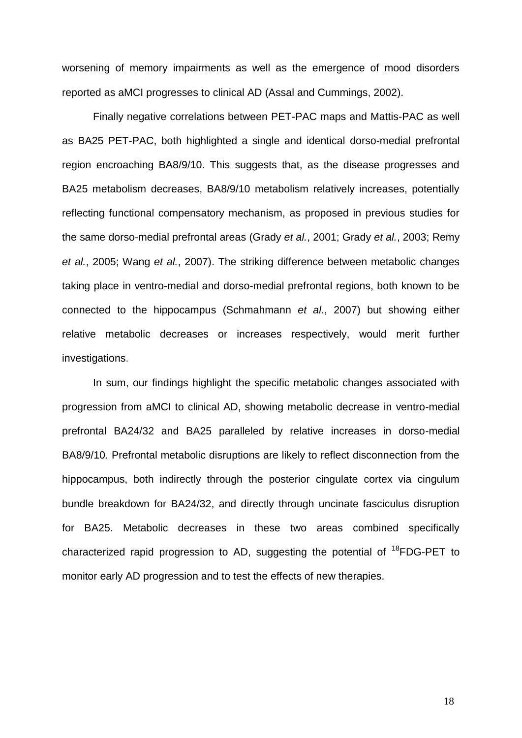worsening of memory impairments as well as the emergence of mood disorders reported as aMCI progresses to clinical AD (Assal and Cummings, 2002).

Finally negative correlations between PET-PAC maps and Mattis-PAC as well as BA25 PET-PAC, both highlighted a single and identical dorso-medial prefrontal region encroaching BA8/9/10. This suggests that, as the disease progresses and BA25 metabolism decreases, BA8/9/10 metabolism relatively increases, potentially reflecting functional compensatory mechanism, as proposed in previous studies for the same dorso-medial prefrontal areas (Grady *et al.*, 2001; Grady *et al.*, 2003; Remy *et al.*, 2005; Wang *et al.*, 2007). The striking difference between metabolic changes taking place in ventro-medial and dorso-medial prefrontal regions, both known to be connected to the hippocampus (Schmahmann *et al.*, 2007) but showing either relative metabolic decreases or increases respectively, would merit further investigations.

In sum, our findings highlight the specific metabolic changes associated with progression from aMCI to clinical AD, showing metabolic decrease in ventro-medial prefrontal BA24/32 and BA25 paralleled by relative increases in dorso-medial BA8/9/10. Prefrontal metabolic disruptions are likely to reflect disconnection from the hippocampus, both indirectly through the posterior cingulate cortex via cingulum bundle breakdown for BA24/32, and directly through uncinate fasciculus disruption for BA25. Metabolic decreases in these two areas combined specifically characterized rapid progression to AD, suggesting the potential of $^{18}$FDG-PET to monitor early AD progression and to test the effects of new therapies.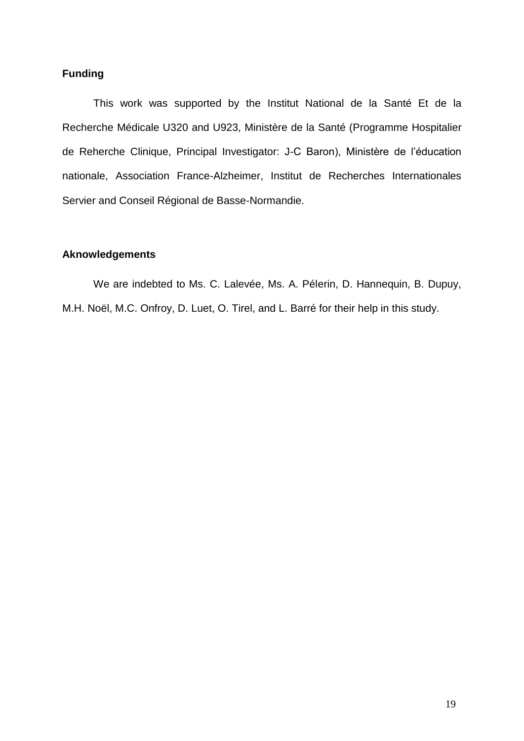## Funding

This work was supported by the Institut National de la Santé Et de la Recherche Médicale U320 and U923, Ministère de la Santé (Programme Hospitalier de Reherche Clinique, Principal Investigator: J-C Baron), Ministère de l'éducation nationale, Association France-Alzheimer, Institut de Recherches Internationales Servier and Conseil Régional de Basse-Normandie.

## Aknowledgements

We are indebted to Ms. C. Lalevée, Ms. A. Pélerin, D. Hannequin, B. Dupuy, M.H. Noël, M.C. Onfroy, D. Luet, O. Tirel, and L. Barré for their help in this study.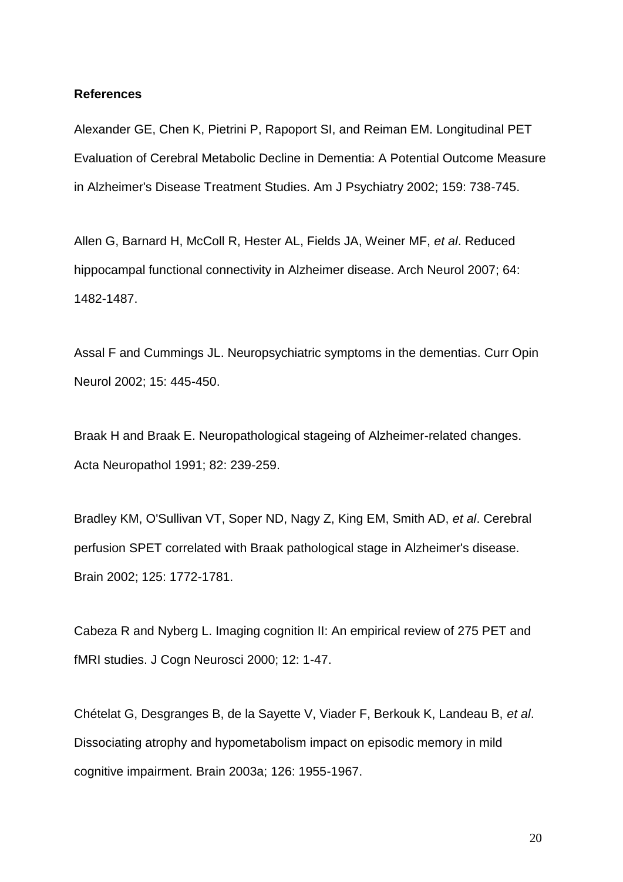**References**

Alexander GE, Chen K, Pietrini P, Rapoport SI, and Reiman EM. Longitudinal PET Evaluation of Cerebral Metabolic Decline in Dementia: A Potential Outcome Measure in Alzheimer's Disease Treatment Studies. Am J Psychiatry 2002; 159: 738-745.

Allen G, Barnard H, McColl R, Hester AL, Fields JA, Weiner MF, *et al*. Reduced hippocampal functional connectivity in Alzheimer disease. Arch Neurol 2007; 64: 1482-1487.

Assal F and Cummings JL. Neuropsychiatric symptoms in the dementias. Curr Opin Neurol 2002; 15: 445-450.

Braak H and Braak E. Neuropathological stageing of Alzheimer-related changes. Acta Neuropathol 1991; 82: 239-259.

Bradley KM, O'Sullivan VT, Soper ND, Nagy Z, King EM, Smith AD, *et al*. Cerebral perfusion SPET correlated with Braak pathological stage in Alzheimer's disease. Brain 2002; 125: 1772-1781.

Cabeza R and Nyberg L. Imaging cognition II: An empirical review of 275 PET and fMRI studies. J Cogn Neurosci 2000; 12: 1-47.

Chételat G, Desgranges B, de la Sayette V, Viader F, Berkouk K, Landeau B, *et al*. Dissociating atrophy and hypometabolism impact on episodic memory in mild cognitive impairment. Brain 2003a; 126: 1955-1967.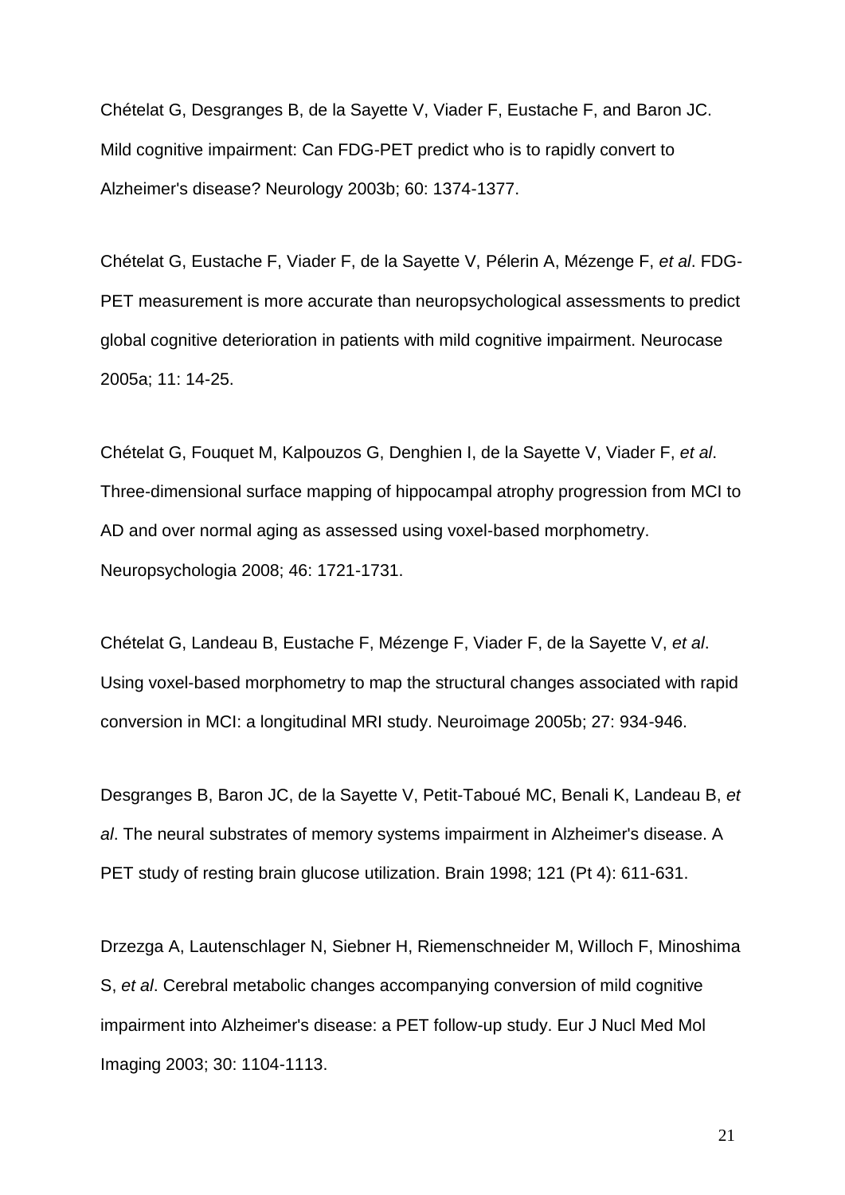Chételat G, Desgranges B, de la Sayette V, Viader F, Eustache F, and Baron JC. Mild cognitive impairment: Can FDG-PET predict who is to rapidly convert to Alzheimer's disease? Neurology 2003b; 60: 1374-1377.

Chételat G, Eustache F, Viader F, de la Sayette V, Pélerin A, Mézenge F, *et al*. FDG-PET measurement is more accurate than neuropsychological assessments to predict global cognitive deterioration in patients with mild cognitive impairment. Neurocase 2005a; 11: 14-25.

Chételat G, Fouquet M, Kalpouzos G, Denghien I, de la Sayette V, Viader F, *et al*. Three-dimensional surface mapping of hippocampal atrophy progression from MCI to AD and over normal aging as assessed using voxel-based morphometry. Neuropsychologia 2008; 46: 1721-1731.

Chételat G, Landeau B, Eustache F, Mézenge F, Viader F, de la Sayette V, *et al*. Using voxel-based morphometry to map the structural changes associated with rapid conversion in MCI: a longitudinal MRI study. Neuroimage 2005b; 27: 934-946.

Desgranges B, Baron JC, de la Sayette V, Petit-Taboué MC, Benali K, Landeau B, *et al*. The neural substrates of memory systems impairment in Alzheimer's disease. A PET study of resting brain glucose utilization. Brain 1998; 121 (Pt 4): 611-631.

Drzezga A, Lautenschlager N, Siebner H, Riemenschneider M, Willoch F, Minoshima S, *et al*. Cerebral metabolic changes accompanying conversion of mild cognitive impairment into Alzheimer's disease: a PET follow-up study. Eur J Nucl Med Mol Imaging 2003; 30: 1104-1113.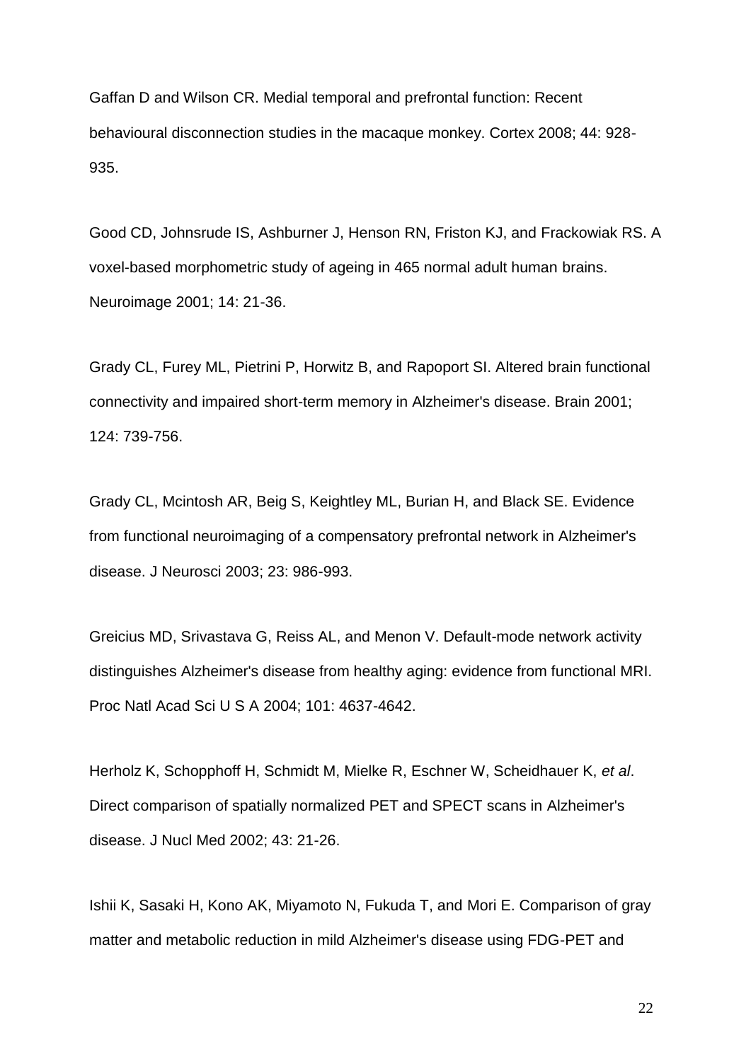Gaffan D and Wilson CR. Medial temporal and prefrontal function: Recent behavioural disconnection studies in the macaque monkey. Cortex 2008; 44: 928-935.

Good CD, Johnsrude IS, Ashburner J, Henson RN, Friston KJ, and Frackowiak RS. A voxel-based morphometric study of ageing in 465 normal adult human brains. Neuroimage 2001; 14: 21-36.

Grady CL, Furey ML, Pietrini P, Horwitz B, and Rapoport SI. Altered brain functional connectivity and impaired short-term memory in Alzheimer's disease. Brain 2001; 124: 739-756.

Grady CL, Mcintosh AR, Beig S, Keightley ML, Burian H, and Black SE. Evidence from functional neuroimaging of a compensatory prefrontal network in Alzheimer's disease. J Neurosci 2003; 23: 986-993.

Greicius MD, Srivastava G, Reiss AL, and Menon V. Default-mode network activity distinguishes Alzheimer's disease from healthy aging: evidence from functional MRI. Proc Natl Acad Sci U S A 2004; 101: 4637-4642.

Herholz K, Schopphoff H, Schmidt M, Mielke R, Eschner W, Scheidhauer K, *et al*. Direct comparison of spatially normalized PET and SPECT scans in Alzheimer's disease. J Nucl Med 2002; 43: 21-26.

Ishii K, Sasaki H, Kono AK, Miyamoto N, Fukuda T, and Mori E. Comparison of gray matter and metabolic reduction in mild Alzheimer's disease using FDG-PET and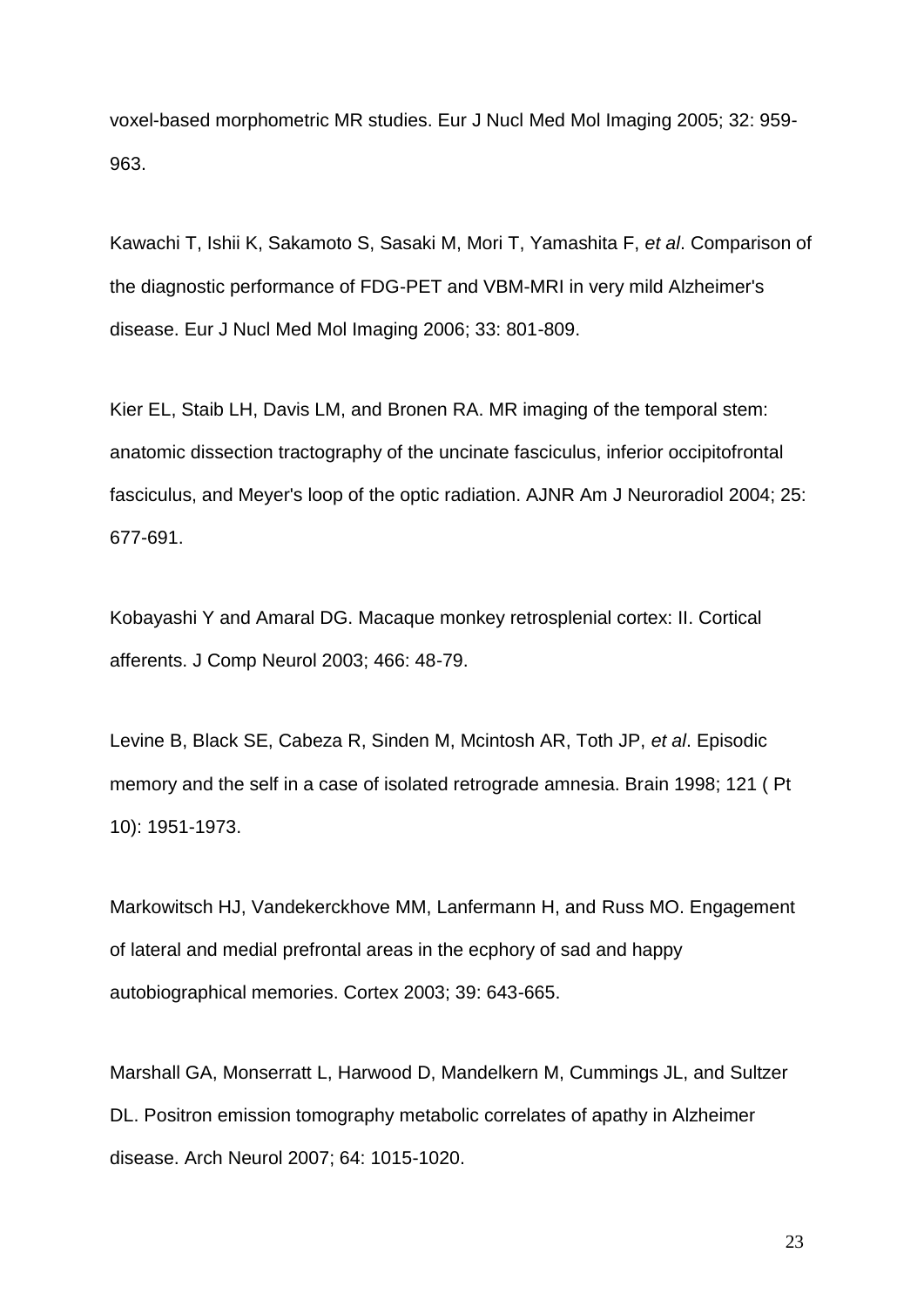voxel-based morphometric MR studies. Eur J Nucl Med Mol Imaging 2005; 32: 959-963.

Kawachi T, Ishii K, Sakamoto S, Sasaki M, Mori T, Yamashita F, *et al*. Comparison of the diagnostic performance of FDG-PET and VBM-MRI in very mild Alzheimer's disease. Eur J Nucl Med Mol Imaging 2006; 33: 801-809.

Kier EL, Staib LH, Davis LM, and Bronen RA. MR imaging of the temporal stem: anatomic dissection tractography of the uncinate fasciculus, inferior occipitofrontal fasciculus, and Meyer's loop of the optic radiation. AJNR Am J Neuroradiol 2004; 25: 677-691.

Kobayashi Y and Amaral DG. Macaque monkey retrosplenial cortex: II. Cortical afferents. J Comp Neurol 2003; 466: 48-79.

Levine B, Black SE, Cabeza R, Sinden M, Mcintosh AR, Toth JP, *et al*. Episodic memory and the self in a case of isolated retrograde amnesia. Brain 1998; 121 ( Pt 10): 1951-1973.

Markowitsch HJ, Vandekerckhove MM, Lanfermann H, and Russ MO. Engagement of lateral and medial prefrontal areas in the ecphory of sad and happy autobiographical memories. Cortex 2003; 39: 643-665.

Marshall GA, Monserratt L, Harwood D, Mandelkern M, Cummings JL, and Sultzer DL. Positron emission tomography metabolic correlates of apathy in Alzheimer disease. Arch Neurol 2007; 64: 1015-1020.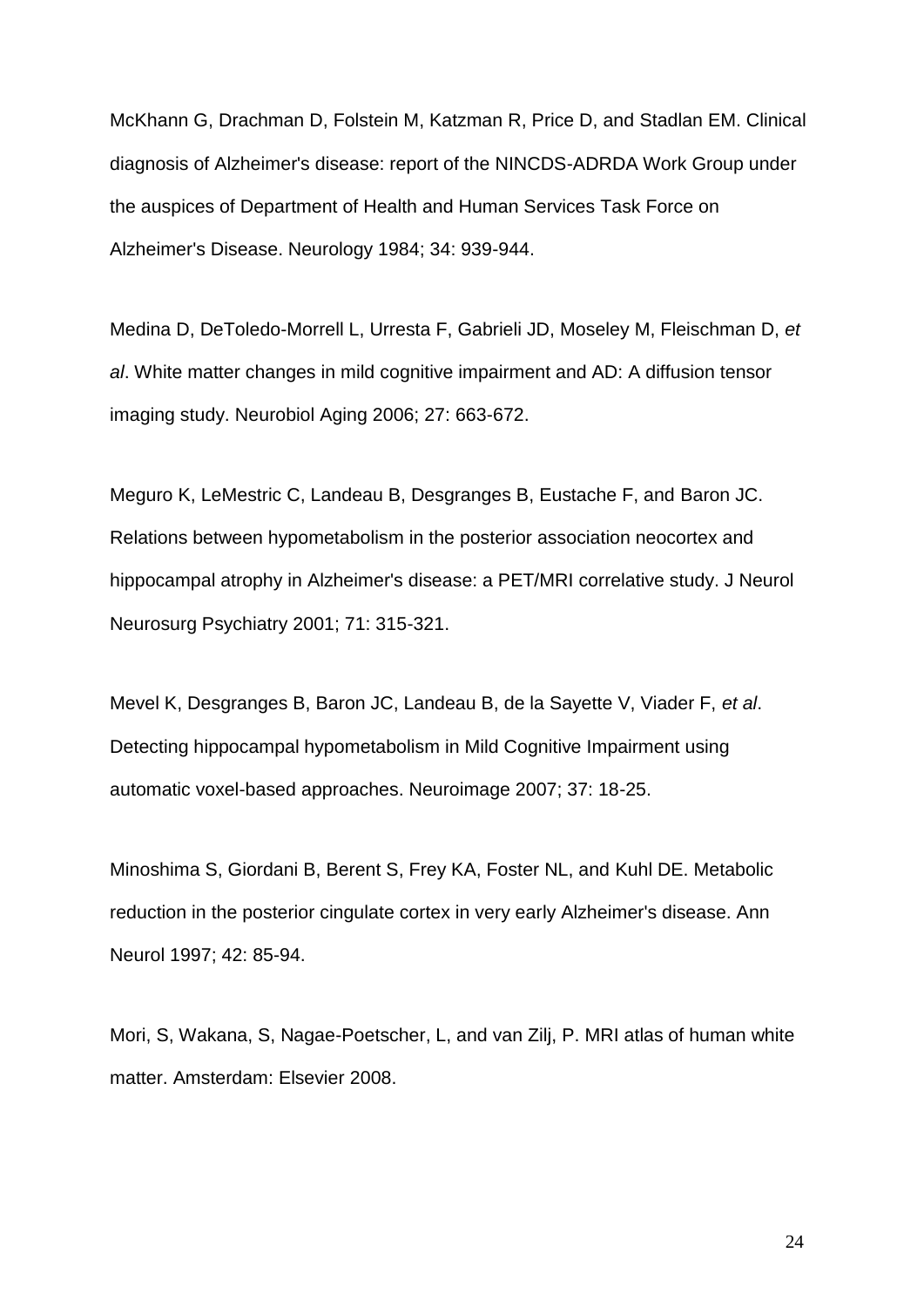McKhann G, Drachman D, Folstein M, Katzman R, Price D, and Stadlan EM. Clinical diagnosis of Alzheimer's disease: report of the NINCDS-ADRDA Work Group under the auspices of Department of Health and Human Services Task Force on Alzheimer's Disease. Neurology 1984; 34: 939-944.

Medina D, DeToledo-Morrell L, Urresta F, Gabrieli JD, Moseley M, Fleischman D, *et al*. White matter changes in mild cognitive impairment and AD: A diffusion tensor imaging study. Neurobiol Aging 2006; 27: 663-672.

Meguro K, LeMestric C, Landeau B, Desgranges B, Eustache F, and Baron JC. Relations between hypometabolism in the posterior association neocortex and hippocampal atrophy in Alzheimer's disease: a PET/MRI correlative study. J Neurol Neurosurg Psychiatry 2001; 71: 315-321.

Mevel K, Desgranges B, Baron JC, Landeau B, de la Sayette V, Viader F, *et al*. Detecting hippocampal hypometabolism in Mild Cognitive Impairment using automatic voxel-based approaches. Neuroimage 2007; 37: 18-25.

Minoshima S, Giordani B, Berent S, Frey KA, Foster NL, and Kuhl DE. Metabolic reduction in the posterior cingulate cortex in very early Alzheimer's disease. Ann Neurol 1997; 42: 85-94.

Mori, S, Wakana, S, Nagae-Poetscher, L, and van Zilj, P. MRI atlas of human white matter. Amsterdam: Elsevier 2008.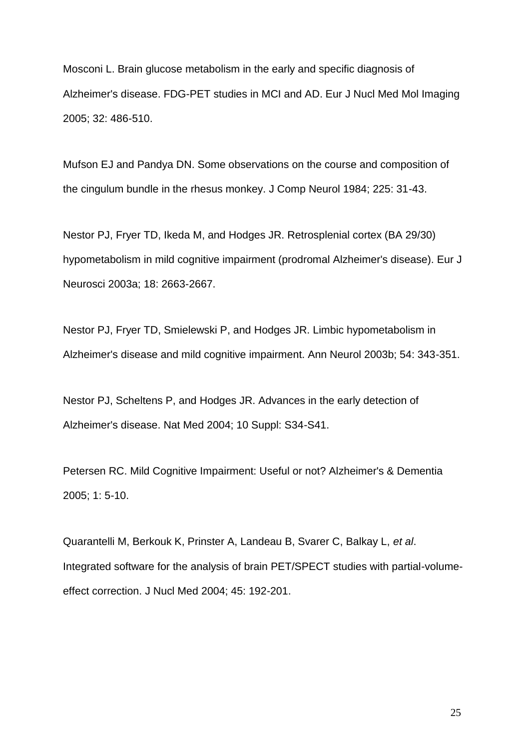Mosconi L. Brain glucose metabolism in the early and specific diagnosis of Alzheimer's disease. FDG-PET studies in MCI and AD. Eur J Nucl Med Mol Imaging 2005; 32: 486-510.

Mufson EJ and Pandya DN. Some observations on the course and composition of the cingulum bundle in the rhesus monkey. J Comp Neurol 1984; 225: 31-43.

Nestor PJ, Fryer TD, Ikeda M, and Hodges JR. Retrosplenial cortex (BA 29/30) hypometabolism in mild cognitive impairment (prodromal Alzheimer's disease). Eur J Neurosci 2003a; 18: 2663-2667.

Nestor PJ, Fryer TD, Smielewski P, and Hodges JR. Limbic hypometabolism in Alzheimer's disease and mild cognitive impairment. Ann Neurol 2003b; 54: 343-351.

Nestor PJ, Scheltens P, and Hodges JR. Advances in the early detection of Alzheimer's disease. Nat Med 2004; 10 Suppl: S34-S41.

Petersen RC. Mild Cognitive Impairment: Useful or not? Alzheimer's & Dementia 2005; 1: 5-10.

Quarantelli M, Berkouk K, Prinster A, Landeau B, Svarer C, Balkay L, *et al*. Integrated software for the analysis of brain PET/SPECT studies with partial-volume-effect correction. J Nucl Med 2004; 45: 192-201.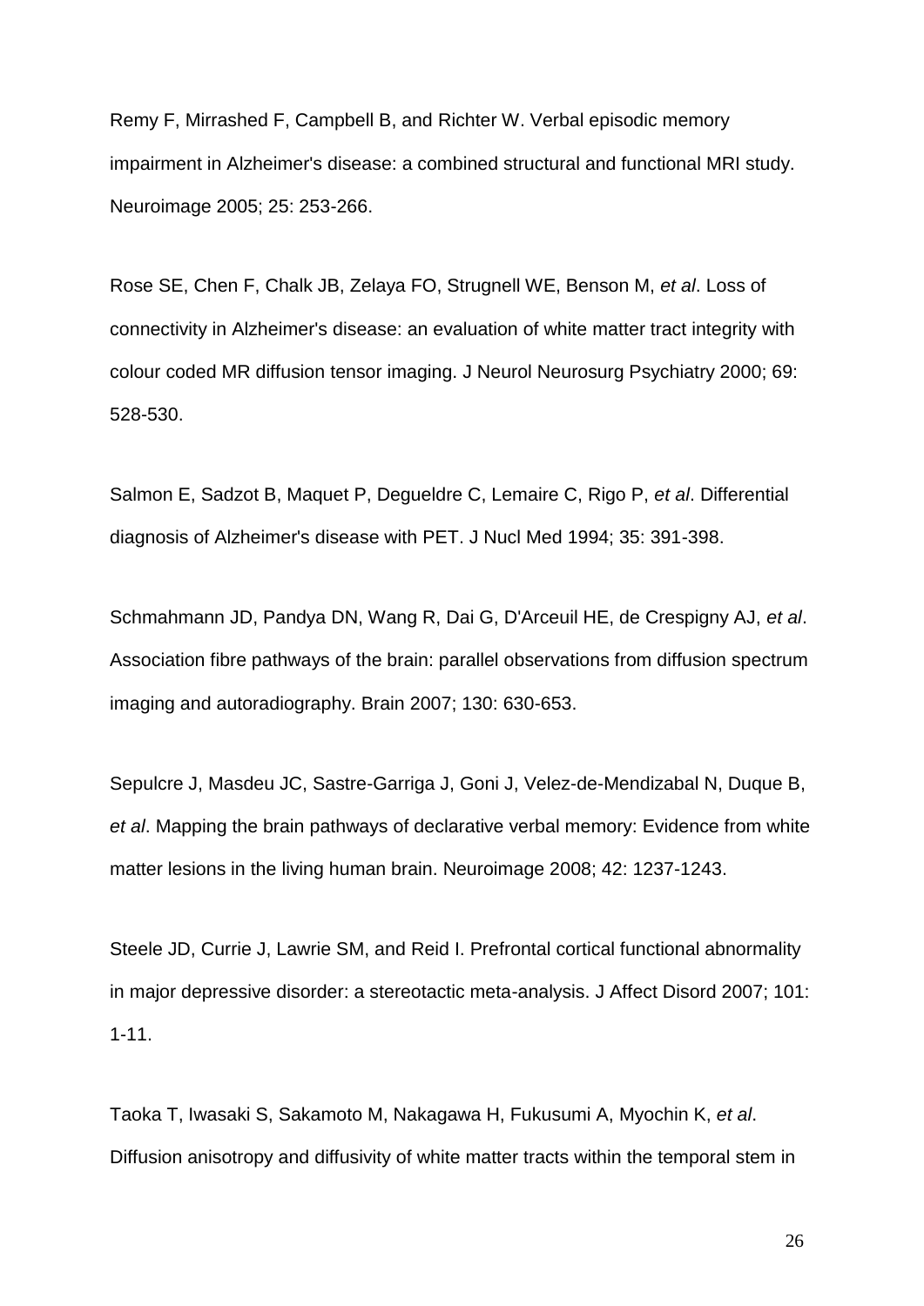Remy F, Mirrashed F, Campbell B, and Richter W. Verbal episodic memory impairment in Alzheimer's disease: a combined structural and functional MRI study. Neuroimage 2005; 25: 253-266.

Rose SE, Chen F, Chalk JB, Zelaya FO, Strugnell WE, Benson M, *et al*. Loss of connectivity in Alzheimer's disease: an evaluation of white matter tract integrity with colour coded MR diffusion tensor imaging. J Neurol Neurosurg Psychiatry 2000; 69: 528-530.

Salmon E, Sadzot B, Maquet P, Degueldre C, Lemaire C, Rigo P, *et al*. Differential diagnosis of Alzheimer's disease with PET. J Nucl Med 1994; 35: 391-398.

Schmahmann JD, Pandya DN, Wang R, Dai G, D'Arceuil HE, de Crespigny AJ, *et al*. Association fibre pathways of the brain: parallel observations from diffusion spectrum imaging and autoradiography. Brain 2007; 130: 630-653.

Sepulcre J, Masdeu JC, Sastre-Garriga J, Goni J, Velez-de-Mendizabal N, Duque B, *et al*. Mapping the brain pathways of declarative verbal memory: Evidence from white matter lesions in the living human brain. Neuroimage 2008; 42: 1237-1243.

Steele JD, Currie J, Lawrie SM, and Reid I. Prefrontal cortical functional abnormality in major depressive disorder: a stereotactic meta-analysis. J Affect Disord 2007; 101: 1-11.

Taoka T, Iwasaki S, Sakamoto M, Nakagawa H, Fukusumi A, Myochin K, *et al*. Diffusion anisotropy and diffusivity of white matter tracts within the temporal stem in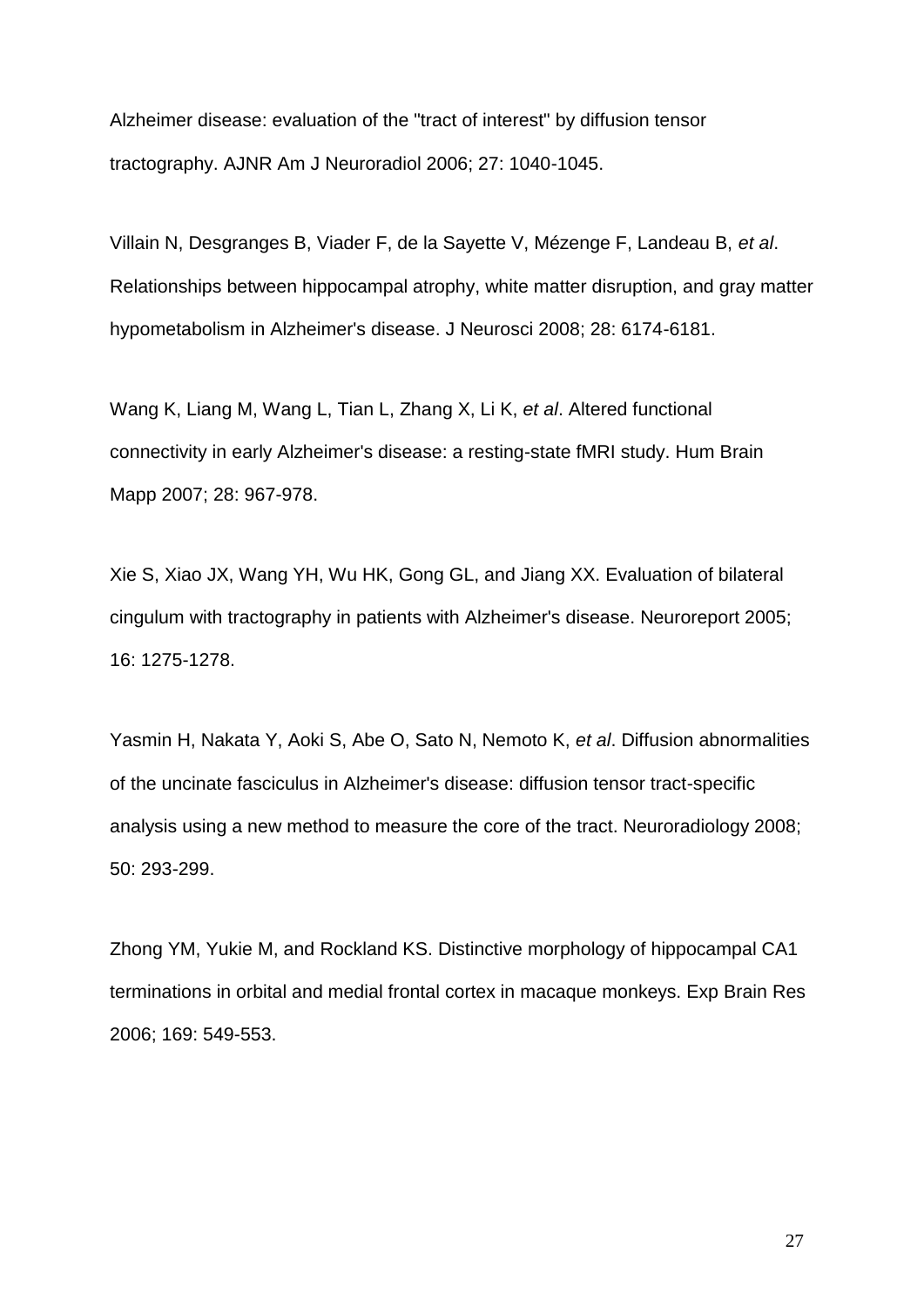Alzheimer disease: evaluation of the "tract of interest" by diffusion tensor tractography. AJNR Am J Neuroradiol 2006; 27: 1040-1045.

Villain N, Desgranges B, Viader F, de la Sayette V, Mézenge F, Landeau B, *et al*. Relationships between hippocampal atrophy, white matter disruption, and gray matter hypometabolism in Alzheimer's disease. J Neurosci 2008; 28: 6174-6181.

Wang K, Liang M, Wang L, Tian L, Zhang X, Li K, *et al*. Altered functional connectivity in early Alzheimer's disease: a resting-state fMRI study. Hum Brain Mapp 2007; 28: 967-978.

Xie S, Xiao JX, Wang YH, Wu HK, Gong GL, and Jiang XX. Evaluation of bilateral cingulum with tractography in patients with Alzheimer's disease. Neuroreport 2005; 16: 1275-1278.

Yasmin H, Nakata Y, Aoki S, Abe O, Sato N, Nemoto K, *et al*. Diffusion abnormalities of the uncinate fasciculus in Alzheimer's disease: diffusion tensor tract-specific analysis using a new method to measure the core of the tract. Neuroradiology 2008; 50: 293-299.

Zhong YM, Yukie M, and Rockland KS. Distinctive morphology of hippocampal CA1 terminations in orbital and medial frontal cortex in macaque monkeys. Exp Brain Res 2006; 169: 549-553.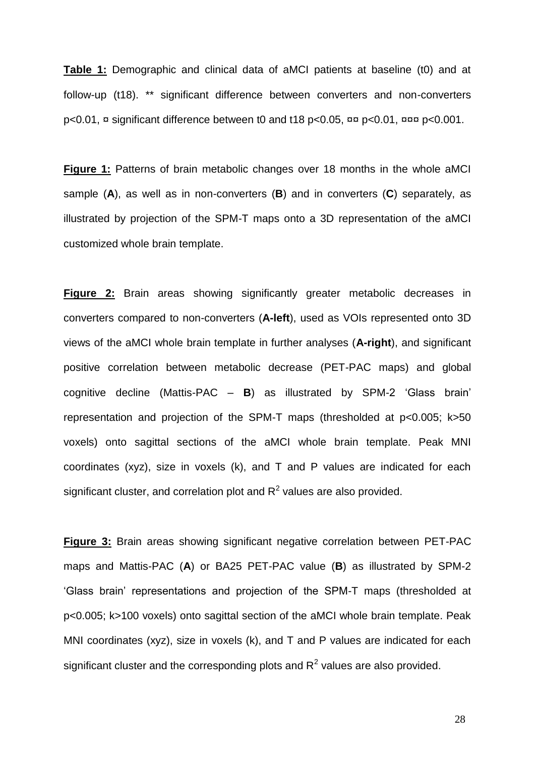**Table 1:** Demographic and clinical data of aMCI patients at baseline (t0) and at follow-up (t18). ** significant difference between converters and non-converters $p<0.01$, ¤ significant difference between t0 and t18 $p<0.05$, ¤¤ $p<0.01$, ¤¤¤ $p<0.001$.

**Figure 1:** Patterns of brain metabolic changes over 18 months in the whole aMCI sample (**A**), as well as in non-converters (**B**) and in converters (**C**) separately, as illustrated by projection of the SPM-T maps onto a 3D representation of the aMCI customized whole brain template.

**Figure 2:** Brain areas showing significantly greater metabolic decreases in converters compared to non-converters (**A-left**), used as VOIs represented onto 3D views of the aMCI whole brain template in further analyses (**A-right**), and significant positive correlation between metabolic decrease (PET-PAC maps) and global cognitive decline (Mattis-PAC – **B**) as illustrated by SPM-2 'Glass brain' representation and projection of the SPM-T maps (thresholded at $p<0.005$; k>50 voxels) onto sagittal sections of the aMCI whole brain template. Peak MNI coordinates (xyz), size in voxels (k), and T and P values are indicated for each significant cluster, and correlation plot and $R^2$ values are also provided.

**Figure 3:** Brain areas showing significant negative correlation between PET-PAC maps and Mattis-PAC (**A**) or BA25 PET-PAC value (**B**) as illustrated by SPM-2 'Glass brain' representations and projection of the SPM-T maps (thresholded at $p<0.005$; k>100 voxels) onto sagittal section of the aMCI whole brain template. Peak MNI coordinates (xyz), size in voxels (k), and T and P values are indicated for each significant cluster and the corresponding plots and $R^2$ values are also provided.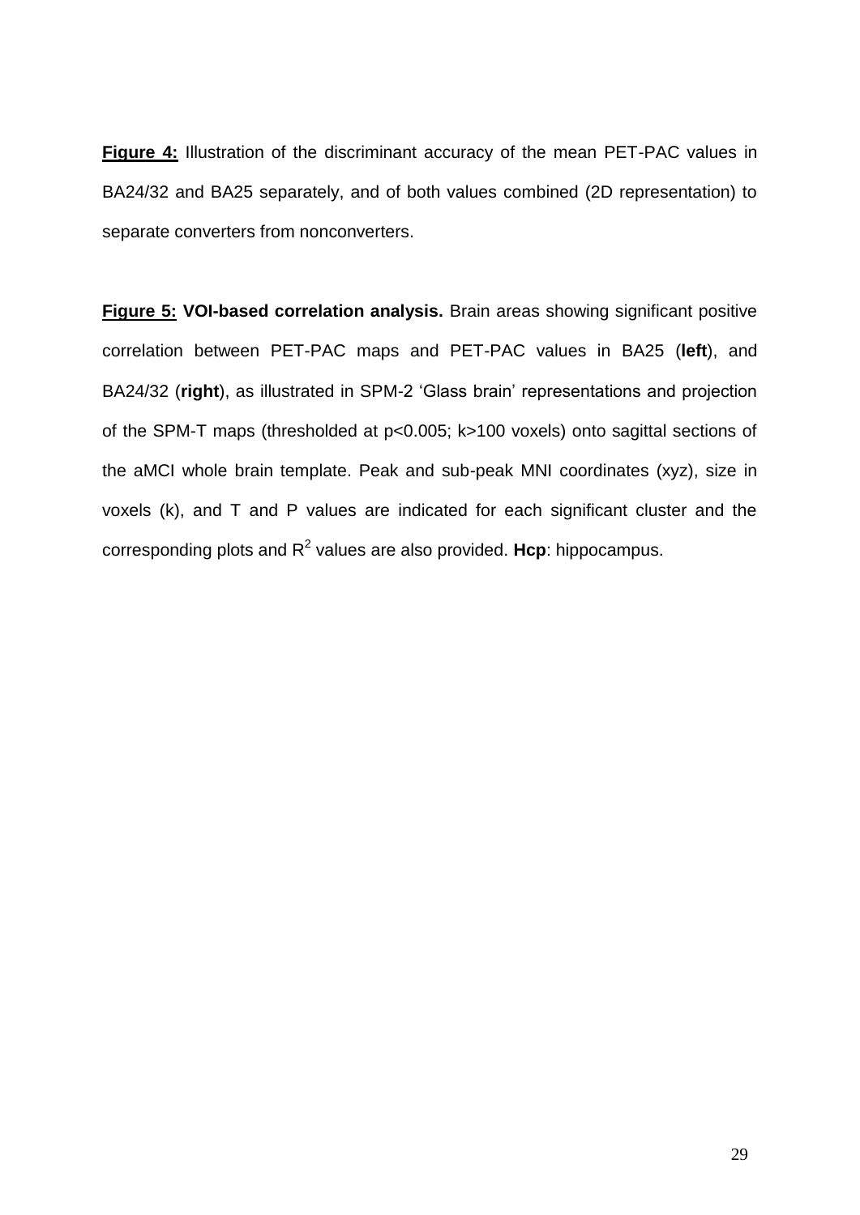**Figure 4:** Illustration of the discriminant accuracy of the mean PET-PAC values in BA24/32 and BA25 separately, and of both values combined (2D representation) to separate converters from nonconverters.

**Figure 5: VOI-based correlation analysis.** Brain areas showing significant positive correlation between PET-PAC maps and PET-PAC values in BA25 (**left**), and BA24/32 (**right**), as illustrated in SPM-2 'Glass brain' representations and projection of the SPM-T maps (thresholded at $p<0.005$; $k>100$ voxels) onto sagittal sections of the aMCI whole brain template. Peak and sub-peak MNI coordinates (xyz), size in voxels (k), and T and P values are indicated for each significant cluster and the corresponding plots and $R^2$ values are also provided. **Hcp**: hippocampus.